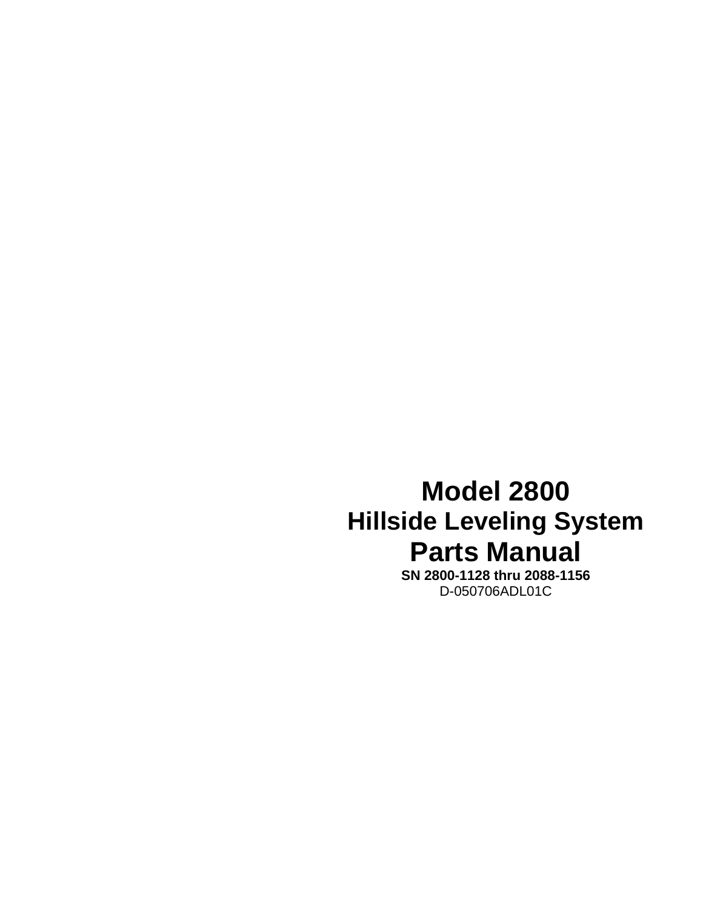# Model 2800

## Hillside Leveling System

# Parts Manual

**SN 2800-1128 thru 2088-1156**

D-050706ADL01C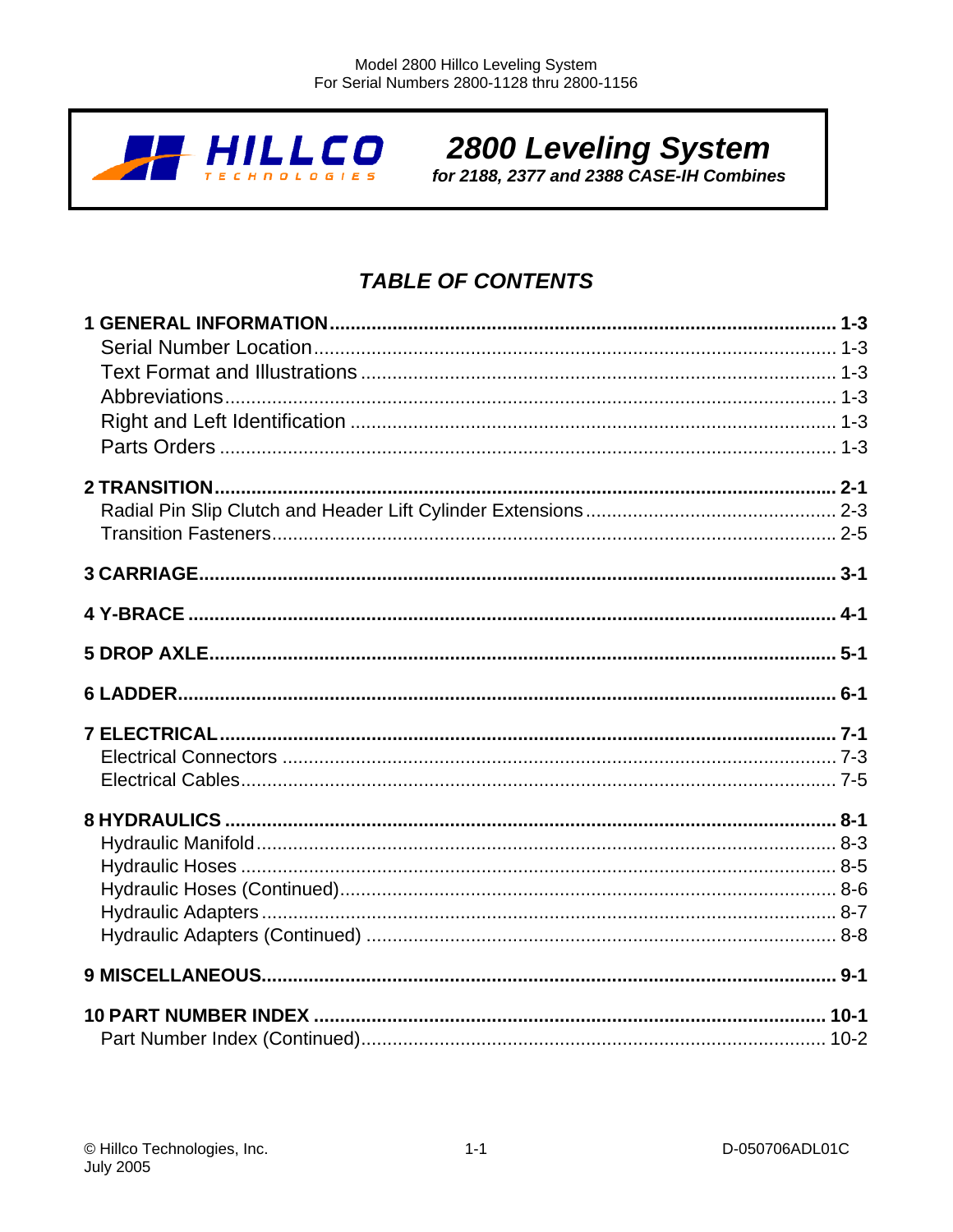# 2800 Leveling System

***for 2188, 2377 and 2388 CASE-IH Combines***

## *TABLE OF CONTENTS*

**1 GENERAL INFORMATION ........................................ 1-3**
- Serial Number Location ........................................ 1-3
- Text Format and Illustrations ........................................ 1-3
- Abbreviations ........................................ 1-3
- Right and Left Identification ........................................ 1-3
- Parts Orders ........................................ 1-3

**2 TRANSITION ........................................ 2-1**
- Radial Pin Slip Clutch and Header Lift Cylinder Extensions ........................................ 2-3
- Transition Fasteners ........................................ 2-5

**3 CARRIAGE ........................................ 3-1**

**4 Y-BRACE ........................................ 4-1**

**5 DROP AXLE ........................................ 5-1**

**6 LADDER ........................................ 6-1**

**7 ELECTRICAL ........................................ 7-1**
- Electrical Connectors ........................................ 7-3
- Electrical Cables ........................................ 7-5

**8 HYDRAULICS ........................................ 8-1**
- Hydraulic Manifold ........................................ 8-3
- Hydraulic Hoses ........................................ 8-5
- Hydraulic Hoses (Continued) ........................................ 8-6
- Hydraulic Adapters ........................................ 8-7
- Hydraulic Adapters (Continued) ........................................ 8-8

**9 MISCELLANEOUS ........................................ 9-1**

**10 PART NUMBER INDEX ........................................ 10-1**
- Part Number Index (Continued) ........................................ 10-2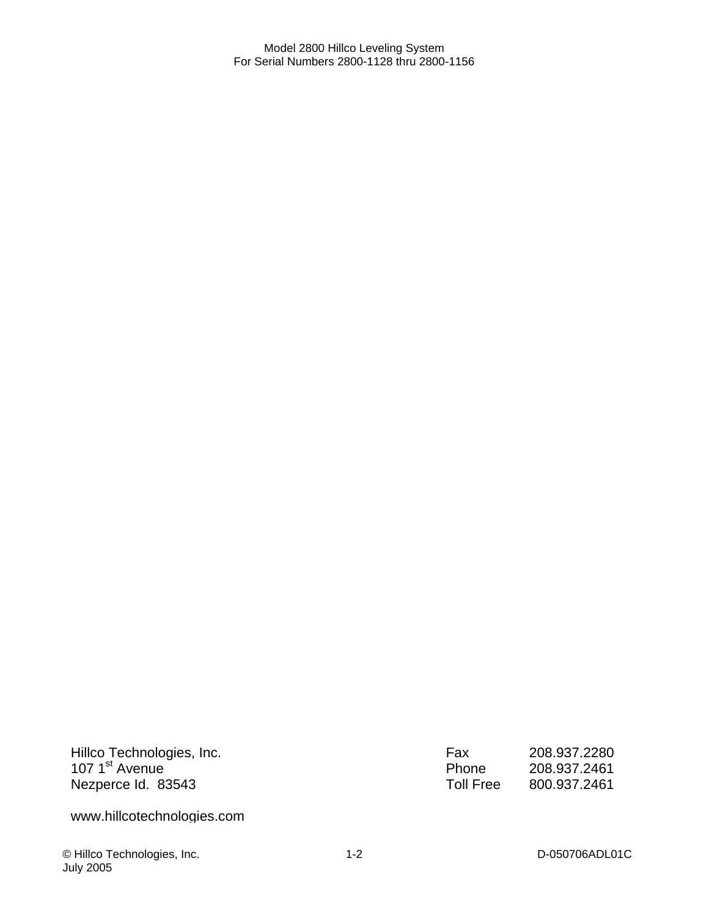Hillco Technologies, Inc.
107 1st Avenue
Nezperce Id.  83543

| | |
|---|---|
| Fax | 208.937.2280 |
| Phone | 208.937.2461 |
| Toll Free | 800.937.2461 |

www.hillcotechnologies.com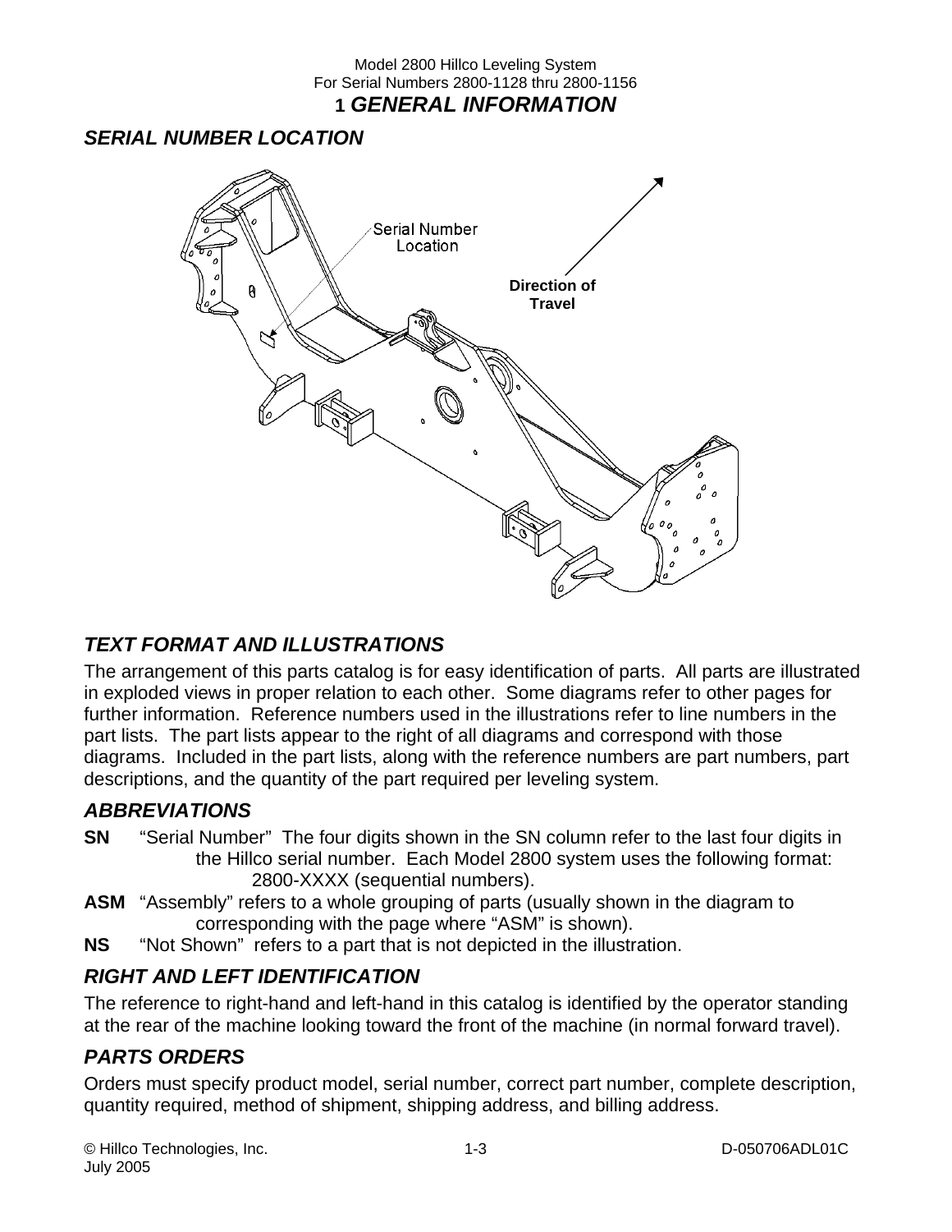# 1 GENERAL INFORMATION

## SERIAL NUMBER LOCATION

Serial Number Location

Direction of Travel

## TEXT FORMAT AND ILLUSTRATIONS

The arrangement of this parts catalog is for easy identification of parts. All parts are illustrated in exploded views in proper relation to each other. Some diagrams refer to other pages for further information. Reference numbers used in the illustrations refer to line numbers in the part lists. The part lists appear to the right of all diagrams and correspond with those diagrams. Included in the part lists, along with the reference numbers are part numbers, part descriptions, and the quantity of the part required per leveling system.

## ABBREVIATIONS

**SN** "Serial Number" The four digits shown in the SN column refer to the last four digits in the Hillco serial number. Each Model 2800 system uses the following format: 2800-XXXX (sequential numbers).

**ASM** "Assembly" refers to a whole grouping of parts (usually shown in the diagram to corresponding with the page where "ASM" is shown).

**NS** "Not Shown" refers to a part that is not depicted in the illustration.

## RIGHT AND LEFT IDENTIFICATION

The reference to right-hand and left-hand in this catalog is identified by the operator standing at the rear of the machine looking toward the front of the machine (in normal forward travel).

## PARTS ORDERS

Orders must specify product model, serial number, correct part number, complete description, quantity required, method of shipment, shipping address, and billing address.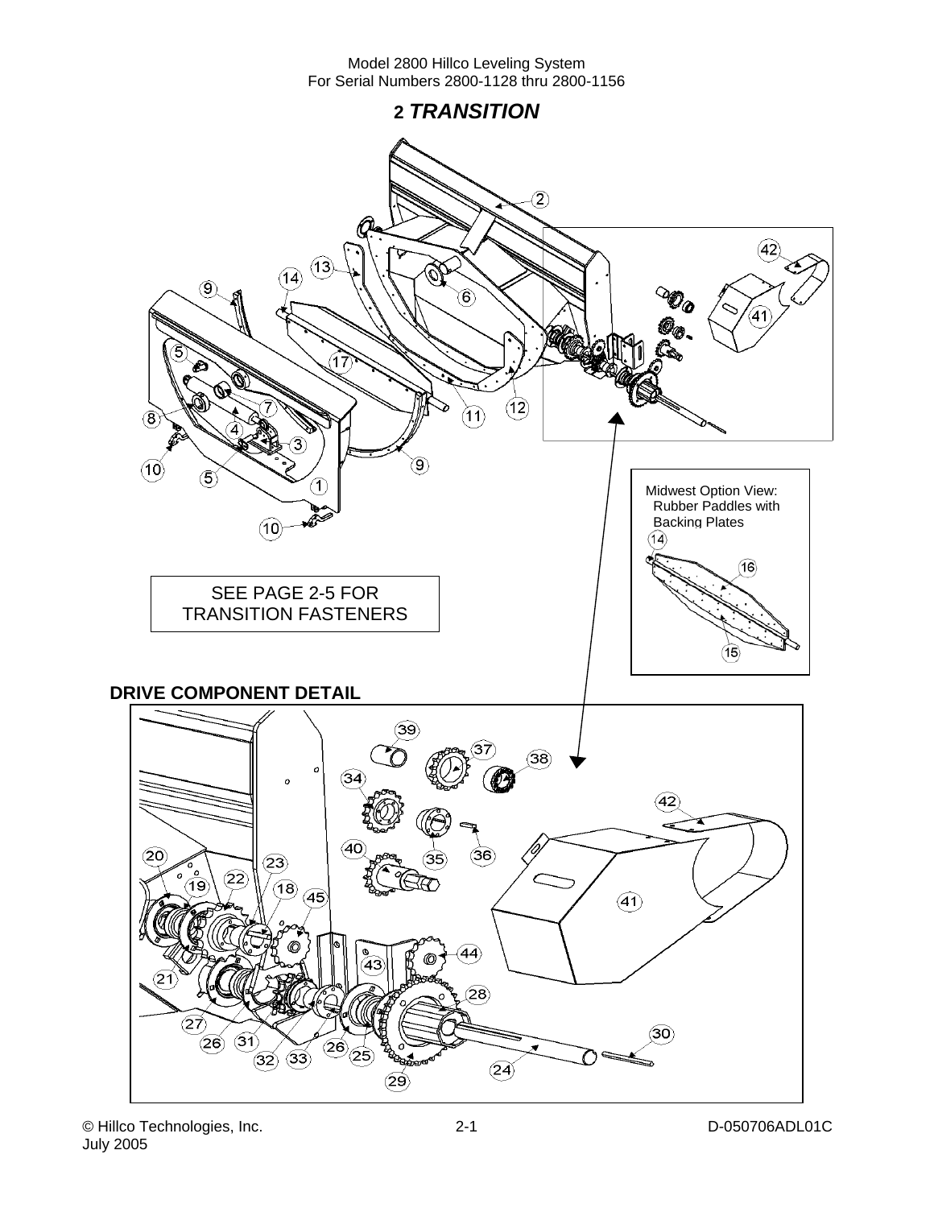# 2 *TRANSITION*

SEE PAGE 2-5 FOR TRANSITION FASTENERS

Midwest Option View: Rubber Paddles with Backing Plates

**DRIVE COMPONENT DETAIL**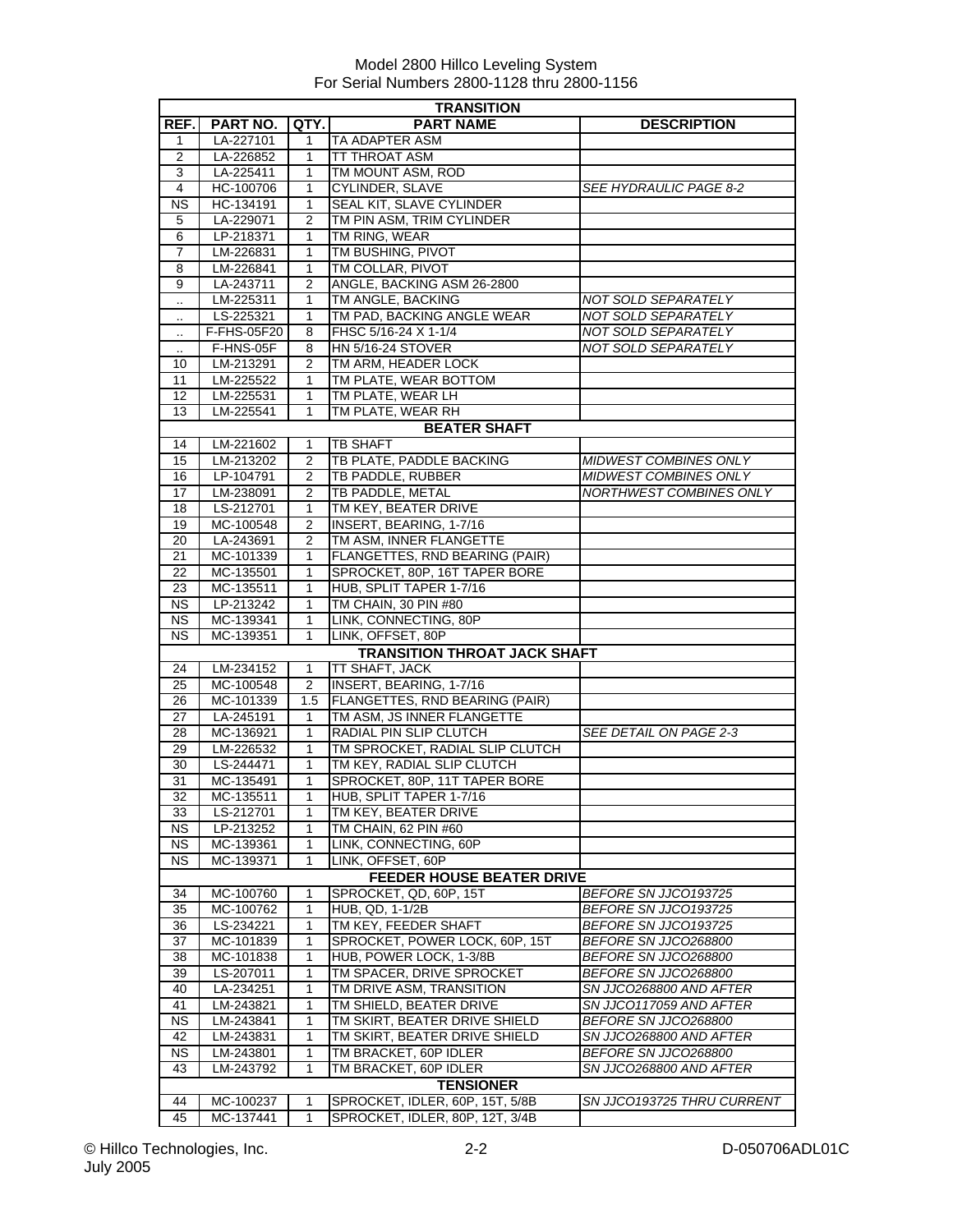Model 2800 Hillco Leveling System
For Serial Numbers 2800-1128 thru 2800-1156

| REF. | PART NO. | QTY. | PART NAME | DESCRIPTION |
|---|---|---|---|---|
| | | | **TRANSITION** | |
| 1 | LA-227101 | 1 | TA ADAPTER ASM | |
| 2 | LA-226852 | 1 | TT THROAT ASM | |
| 3 | LA-225411 | 1 | TM MOUNT ASM, ROD | |
| 4 | HC-100706 | 1 | CYLINDER, SLAVE | *SEE HYDRAULIC PAGE 8-2* |
| NS | HC-134191 | 1 | SEAL KIT, SLAVE CYLINDER | |
| 5 | LA-229071 | 2 | TM PIN ASM, TRIM CYLINDER | |
| 6 | LP-218371 | 1 | TM RING, WEAR | |
| 7 | LM-226831 | 1 | TM BUSHING, PIVOT | |
| 8 | LM-226841 | 1 | TM COLLAR, PIVOT | |
| 9 | LA-243711 | 2 | ANGLE, BACKING ASM 26-2800 | |
| .. | LM-225311 | 1 | TM ANGLE, BACKING | *NOT SOLD SEPARATELY* |
| .. | LS-225321 | 1 | TM PAD, BACKING ANGLE WEAR | *NOT SOLD SEPARATELY* |
| .. | F-FHS-05F20 | 8 | FHSC 5/16-24 X 1-1/4 | *NOT SOLD SEPARATELY* |
| .. | F-HNS-05F | 8 | HN 5/16-24 STOVER | *NOT SOLD SEPARATELY* |
| 10 | LM-213291 | 2 | TM ARM, HEADER LOCK | |
| 11 | LM-225522 | 1 | TM PLATE, WEAR BOTTOM | |
| 12 | LM-225531 | 1 | TM PLATE, WEAR LH | |
| 13 | LM-225541 | 1 | TM PLATE, WEAR RH | |
| | | | **BEATER SHAFT** | |
| 14 | LM-221602 | 1 | TB SHAFT | |
| 15 | LM-213202 | 2 | TB PLATE, PADDLE BACKING | *MIDWEST COMBINES ONLY* |
| 16 | LP-104791 | 2 | TB PADDLE, RUBBER | *MIDWEST COMBINES ONLY* |
| 17 | LM-238091 | 2 | TB PADDLE, METAL | *NORTHWEST COMBINES ONLY* |
| 18 | LS-212701 | 1 | TM KEY, BEATER DRIVE | |
| 19 | MC-100548 | 2 | INSERT, BEARING, 1-7/16 | |
| 20 | LA-243691 | 2 | TM ASM, INNER FLANGETTE | |
| 21 | MC-101339 | 1 | FLANGETTES, RND BEARING (PAIR) | |
| 22 | MC-135501 | 1 | SPROCKET, 80P, 16T TAPER BORE | |
| 23 | MC-135511 | 1 | HUB, SPLIT TAPER 1-7/16 | |
| NS | LP-213242 | 1 | TM CHAIN, 30 PIN #80 | |
| NS | MC-139341 | 1 | LINK, CONNECTING, 80P | |
| NS | MC-139351 | 1 | LINK, OFFSET, 80P | |
| | | | **TRANSITION THROAT JACK SHAFT** | |
| 24 | LM-234152 | 1 | TT SHAFT, JACK | |
| 25 | MC-100548 | 2 | INSERT, BEARING, 1-7/16 | |
| 26 | MC-101339 | 1.5 | FLANGETTES, RND BEARING (PAIR) | |
| 27 | LA-245191 | 1 | TM ASM, JS INNER FLANGETTE | |
| 28 | MC-136921 | 1 | RADIAL PIN SLIP CLUTCH | *SEE DETAIL ON PAGE 2-3* |
| 29 | LM-226532 | 1 | TM SPROCKET, RADIAL SLIP CLUTCH | |
| 30 | LS-244471 | 1 | TM KEY, RADIAL SLIP CLUTCH | |
| 31 | MC-135491 | 1 | SPROCKET, 80P, 11T TAPER BORE | |
| 32 | MC-135511 | 1 | HUB, SPLIT TAPER 1-7/16 | |
| 33 | LS-212701 | 1 | TM KEY, BEATER DRIVE | |
| NS | LP-213252 | 1 | TM CHAIN, 62 PIN #60 | |
| NS | MC-139361 | 1 | LINK, CONNECTING, 60P | |
| NS | MC-139371 | 1 | LINK, OFFSET, 60P | |
| | | | **FEEDER HOUSE BEATER DRIVE** | |
| 34 | MC-100760 | 1 | SPROCKET, QD, 60P, 15T | *BEFORE SN JJCO193725* |
| 35 | MC-100762 | 1 | HUB, QD, 1-1/2B | *BEFORE SN JJCO193725* |
| 36 | LS-234221 | 1 | TM KEY, FEEDER SHAFT | *BEFORE SN JJCO193725* |
| 37 | MC-101839 | 1 | SPROCKET, POWER LOCK, 60P, 15T | *BEFORE SN JJCO268800* |
| 38 | MC-101838 | 1 | HUB, POWER LOCK, 1-3/8B | *BEFORE SN JJCO268800* |
| 39 | LS-207011 | 1 | TM SPACER, DRIVE SPROCKET | *BEFORE SN JJCO268800* |
| 40 | LA-234251 | 1 | TM DRIVE ASM, TRANSITION | *SN JJCO268800 AND AFTER* |
| 41 | LM-243821 | 1 | TM SHIELD, BEATER DRIVE | *SN JJCO117059 AND AFTER* |
| NS | LM-243841 | 1 | TM SKIRT, BEATER DRIVE SHIELD | *BEFORE SN JJCO268800* |
| 42 | LM-243831 | 1 | TM SKIRT, BEATER DRIVE SHIELD | *SN JJCO268800 AND AFTER* |
| NS | LM-243801 | 1 | TM BRACKET, 60P IDLER | *BEFORE SN JJCO268800* |
| 43 | LM-243792 | 1 | TM BRACKET, 60P IDLER | *SN JJCO268800 AND AFTER* |
| | | | **TENSIONER** | |
| 44 | MC-100237 | 1 | SPROCKET, IDLER, 60P, 15T, 5/8B | *SN JJCO193725 THRU CURRENT* |
| 45 | MC-137441 | 1 | SPROCKET, IDLER, 80P, 12T, 3/4B | |

© Hillco Technologies, Inc.
July 2005

D-050706ADL01C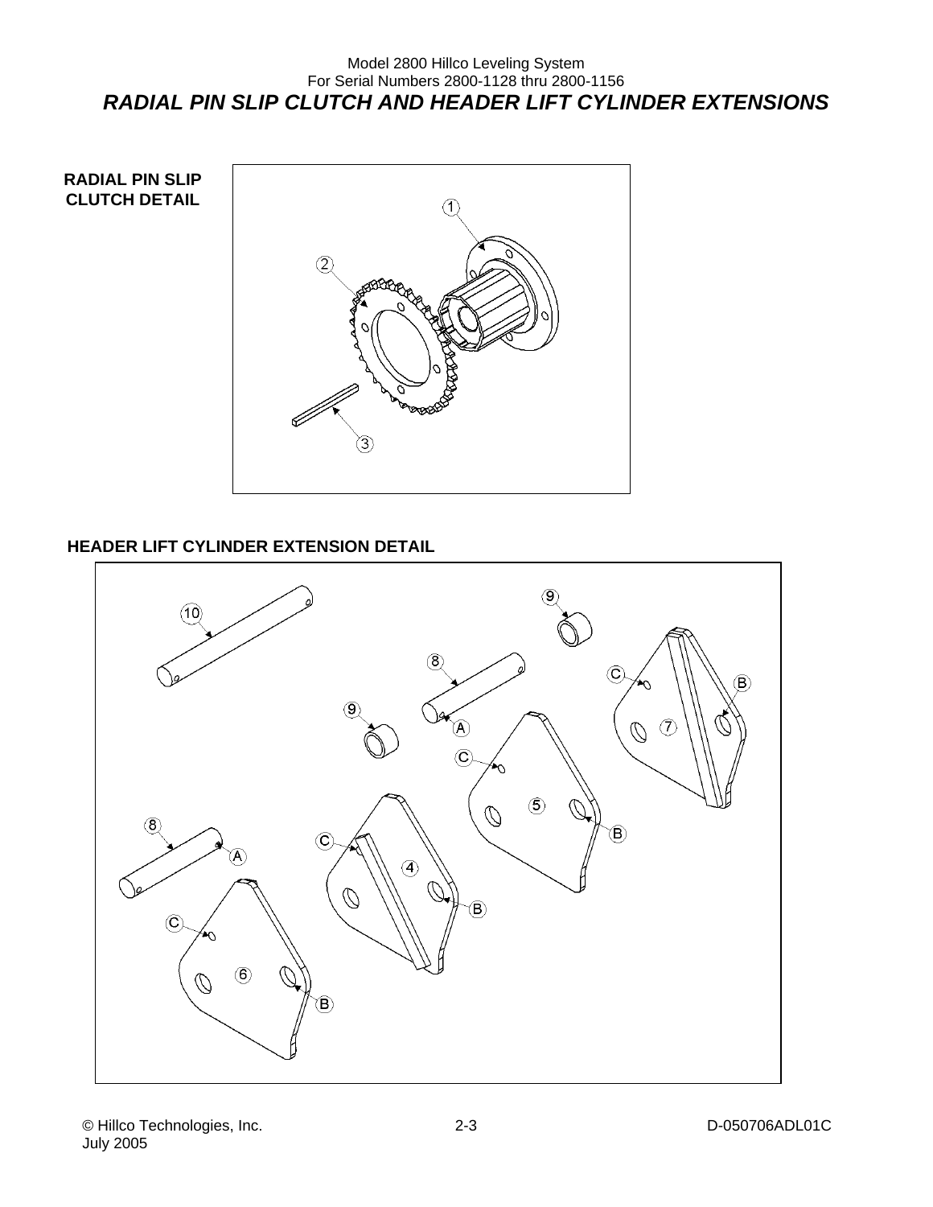Model 2800 Hillco Leveling System
For Serial Numbers 2800-1128 thru 2800-1156

# *RADIAL PIN SLIP CLUTCH AND HEADER LIFT CYLINDER EXTENSIONS*

**RADIAL PIN SLIP CLUTCH DETAIL**

**HEADER LIFT CYLINDER EXTENSION DETAIL**

© Hillco Technologies, Inc.
July 2005

D-050706ADL01C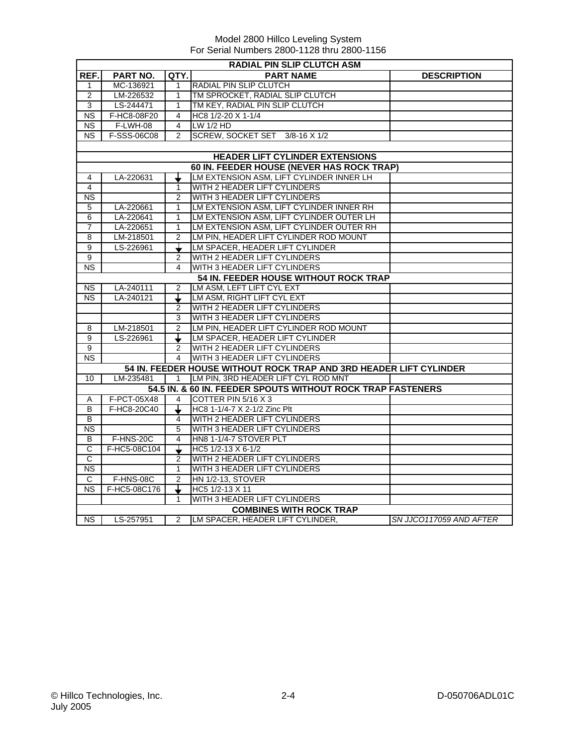Model 2800 Hillco Leveling System
For Serial Numbers 2800-1128 thru 2800-1156

| REF. | PART NO. | QTY. | PART NAME | DESCRIPTION |
|---|---|---|---|---|
| **RADIAL PIN SLIP CLUTCH ASM** | | | | |
| 1 | MC-136921 | 1 | RADIAL PIN SLIP CLUTCH | |
| 2 | LM-226532 | 1 | TM SPROCKET, RADIAL SLIP CLUTCH | |
| 3 | LS-244471 | 1 | TM KEY, RADIAL PIN SLIP CLUTCH | |
| NS | F-HC8-08F20 | 4 | HC8 1/2-20 X 1-1/4 | |
| NS | F-LWH-08 | 4 | LW 1/2 HD | |
| NS | F-SSS-06C08 | 2 | SCREW, SOCKET SET 3/8-16 X 1/2 | |
| | | | | |
| **HEADER LIFT CYLINDER EXTENSIONS** | | | | |
| **60 IN. FEEDER HOUSE (NEVER HAS ROCK TRAP)** | | | | |
| 4 | LA-220631 | ↓ | LM EXTENSION ASM, LIFT CYLINDER INNER LH | |
| 4 | | 1 | WITH 2 HEADER LIFT CYLINDERS | |
| NS | | 2 | WITH 3 HEADER LIFT CYLINDERS | |
| 5 | LA-220661 | 1 | LM EXTENSION ASM, LIFT CYLINDER INNER RH | |
| 6 | LA-220641 | 1 | LM EXTENSION ASM, LIFT CYLINDER OUTER LH | |
| 7 | LA-220651 | 1 | LM EXTENSION ASM, LIFT CYLINDER OUTER RH | |
| 8 | LM-218501 | 2 | LM PIN, HEADER LIFT CYLINDER ROD MOUNT | |
| 9 | LS-226961 | ↓ | LM SPACER, HEADER LIFT CYLINDER | |
| 9 | | 2 | WITH 2 HEADER LIFT CYLINDERS | |
| NS | | 4 | WITH 3 HEADER LIFT CYLINDERS | |
| **54 IN. FEEDER HOUSE WITHOUT ROCK TRAP** | | | | |
| NS | LA-240111 | 2 | LM ASM, LEFT LIFT CYL EXT | |
| NS | LA-240121 | ↓ | LM ASM, RIGHT LIFT CYL EXT | |
| | | 2 | WITH 2 HEADER LIFT CYLINDERS | |
| | | 3 | WITH 3 HEADER LIFT CYLINDERS | |
| 8 | LM-218501 | 2 | LM PIN, HEADER LIFT CYLINDER ROD MOUNT | |
| 9 | LS-226961 | ↓ | LM SPACER, HEADER LIFT CYLINDER | |
| 9 | | 2 | WITH 2 HEADER LIFT CYLINDERS | |
| NS | | 4 | WITH 3 HEADER LIFT CYLINDERS | |
| **54 IN. FEEDER HOUSE WITHOUT ROCK TRAP AND 3RD HEADER LIFT CYLINDER** | | | | |
| 10 | LM-235481 | 1 | LM PIN, 3RD HEADER LIFT CYL ROD MNT | |
| **54.5 IN. & 60 IN. FEEDER SPOUTS WITHOUT ROCK TRAP FASTENERS** | | | | |
| A | F-PCT-05X48 | 4 | COTTER PIN 5/16 X 3 | |
| B | F-HC8-20C40 | ↓ | HC8 1-1/4-7 X 2-1/2 Zinc Plt | |
| B | | 4 | WITH 2 HEADER LIFT CYLINDERS | |
| NS | | 5 | WITH 3 HEADER LIFT CYLINDERS | |
| B | F-HNS-20C | 4 | HN8 1-1/4-7 STOVER PLT | |
| C | F-HC5-08C104 | ↓ | HC5 1/2-13 X 6-1/2 | |
| C | | 2 | WITH 2 HEADER LIFT CYLINDERS | |
| NS | | 1 | WITH 3 HEADER LIFT CYLINDERS | |
| C | F-HNS-08C | 2 | HN 1/2-13, STOVER | |
| NS | F-HC5-08C176 | ↓ | HC5 1/2-13 X 11 | |
| | | 1 | WITH 3 HEADER LIFT CYLINDERS | |
| **COMBINES WITH ROCK TRAP** | | | | |
| NS | LS-257951 | 2 | LM SPACER, HEADER LIFT CYLINDER, | *SN JJCO117059 AND AFTER* |

© Hillco Technologies, Inc. July 2005 — 2-4 — D-050706ADL01C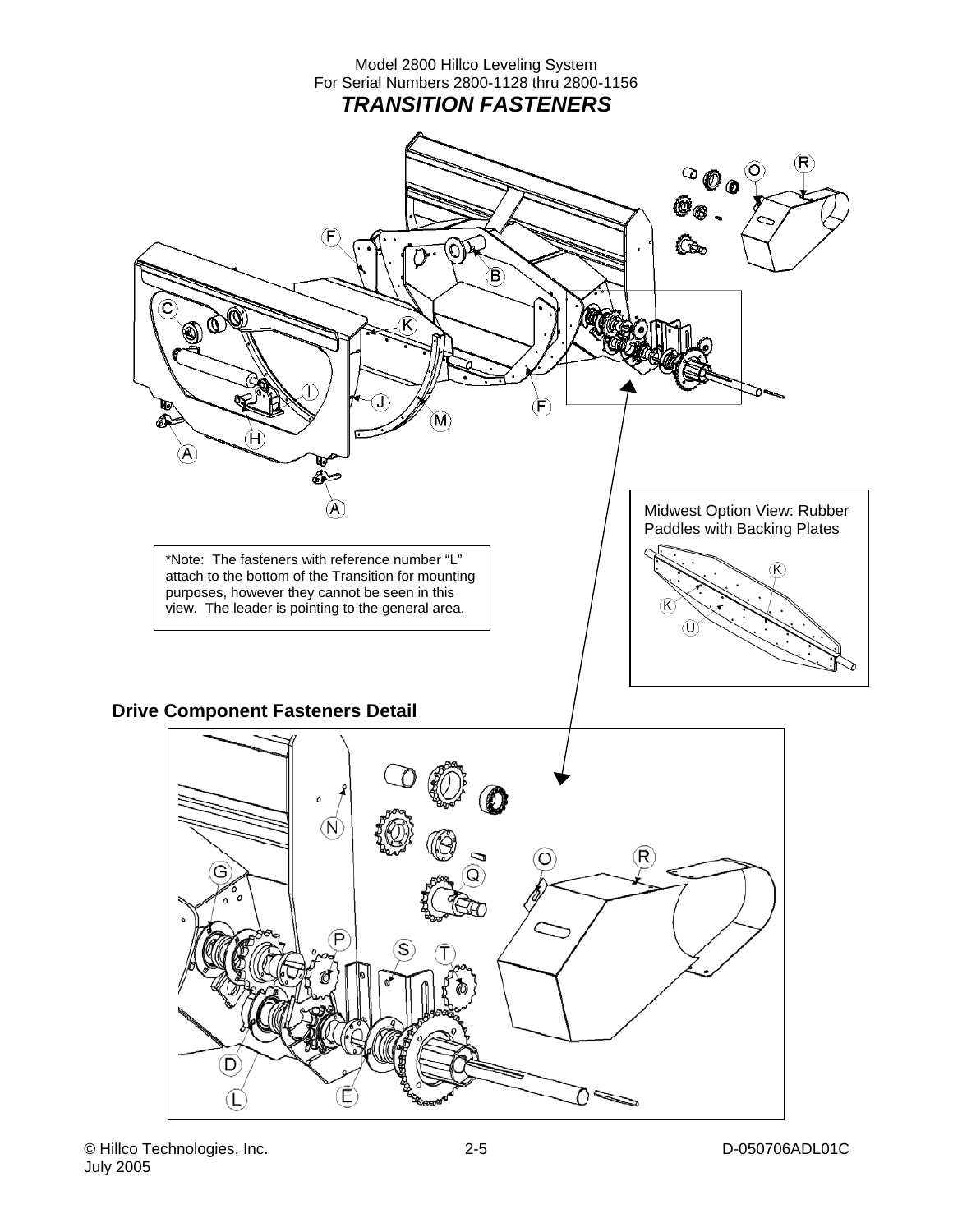Model 2800 Hillco Leveling System
For Serial Numbers 2800-1128 thru 2800-1156

# *TRANSITION FASTENERS*

Midwest Option View: Rubber Paddles with Backing Plates

*Note: The fasteners with reference number "L" attach to the bottom of the Transition for mounting purposes, however they cannot be seen in this view. The leader is pointing to the general area.

**Drive Component Fasteners Detail**

© Hillco Technologies, Inc.
July 2005

D-050706ADL01C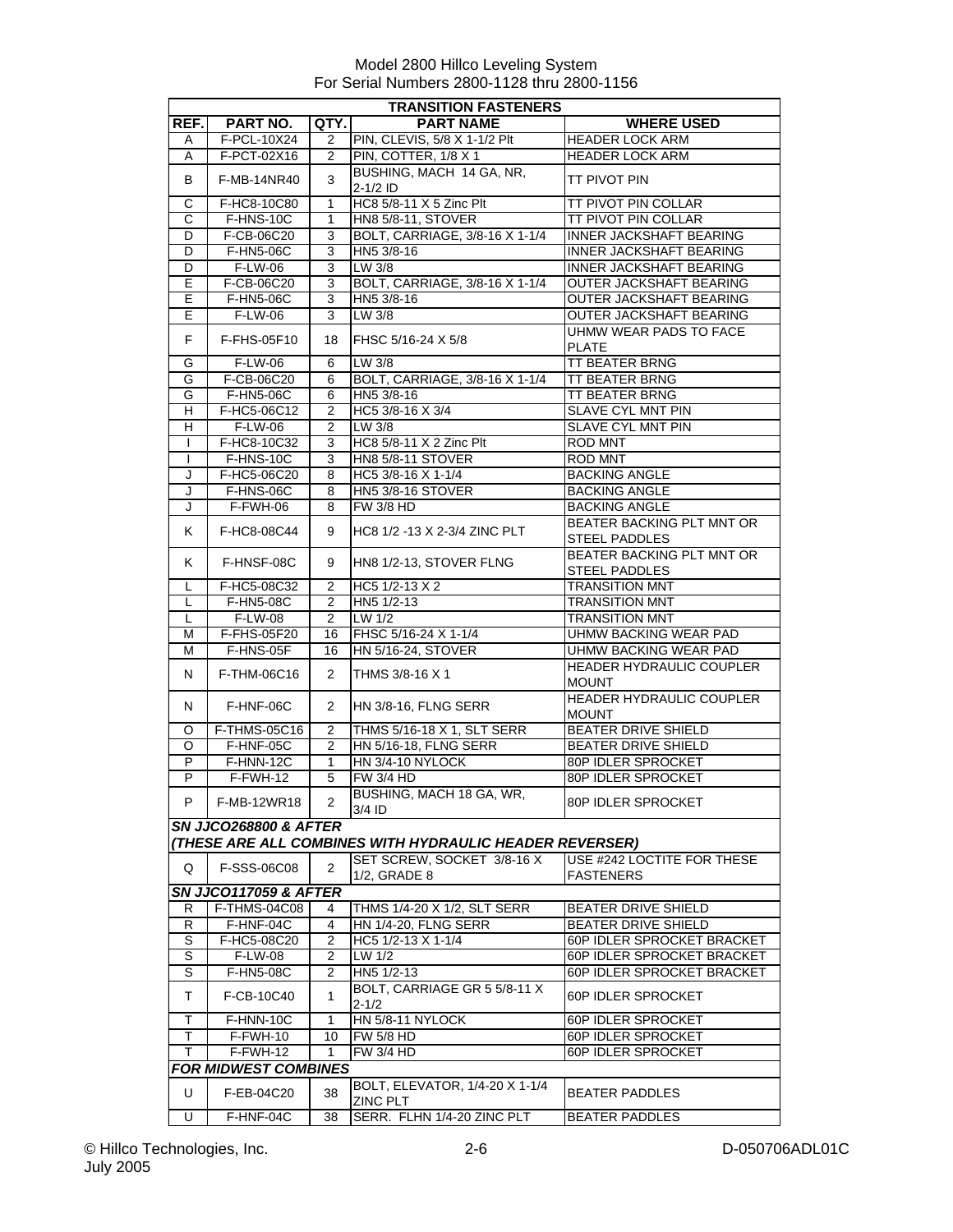Model 2800 Hillco Leveling System
For Serial Numbers 2800-1128 thru 2800-1156

| TRANSITION FASTENERS | | | | |
|---|---|---|---|---|
| **REF.** | **PART NO.** | **QTY.** | **PART NAME** | **WHERE USED** |
| A | F-PCL-10X24 | 2 | PIN, CLEVIS, 5/8 X 1-1/2 Plt | HEADER LOCK ARM |
| A | F-PCT-02X16 | 2 | PIN, COTTER, 1/8 X 1 | HEADER LOCK ARM |
| B | F-MB-14NR40 | 3 | BUSHING, MACH 14 GA, NR, 2-1/2 ID | TT PIVOT PIN |
| C | F-HC8-10C80 | 1 | HC8 5/8-11 X 5 Zinc Plt | TT PIVOT PIN COLLAR |
| C | F-HNS-10C | 1 | HN8 5/8-11, STOVER | TT PIVOT PIN COLLAR |
| D | F-CB-06C20 | 3 | BOLT, CARRIAGE, 3/8-16 X 1-1/4 | INNER JACKSHAFT BEARING |
| D | F-HN5-06C | 3 | HN5 3/8-16 | INNER JACKSHAFT BEARING |
| D | F-LW-06 | 3 | LW 3/8 | INNER JACKSHAFT BEARING |
| E | F-CB-06C20 | 3 | BOLT, CARRIAGE, 3/8-16 X 1-1/4 | OUTER JACKSHAFT BEARING |
| E | F-HN5-06C | 3 | HN5 3/8-16 | OUTER JACKSHAFT BEARING |
| E | F-LW-06 | 3 | LW 3/8 | OUTER JACKSHAFT BEARING |
| F | F-FHS-05F10 | 18 | FHSC 5/16-24 X 5/8 | UHMW WEAR PADS TO FACE PLATE |
| G | F-LW-06 | 6 | LW 3/8 | TT BEATER BRNG |
| G | F-CB-06C20 | 6 | BOLT, CARRIAGE, 3/8-16 X 1-1/4 | TT BEATER BRNG |
| G | F-HN5-06C | 6 | HN5 3/8-16 | TT BEATER BRNG |
| H | F-HC5-06C12 | 2 | HC5 3/8-16 X 3/4 | SLAVE CYL MNT PIN |
| H | F-LW-06 | 2 | LW 3/8 | SLAVE CYL MNT PIN |
| I | F-HC8-10C32 | 3 | HC8 5/8-11 X 2 Zinc Plt | ROD MNT |
| I | F-HNS-10C | 3 | HN8 5/8-11 STOVER | ROD MNT |
| J | F-HC5-06C20 | 8 | HC5 3/8-16 X 1-1/4 | BACKING ANGLE |
| J | F-HNS-06C | 8 | HN5 3/8-16 STOVER | BACKING ANGLE |
| J | F-FWH-06 | 8 | FW 3/8 HD | BACKING ANGLE |
| K | F-HC8-08C44 | 9 | HC8 1/2 -13 X 2-3/4 ZINC PLT | BEATER BACKING PLT MNT OR STEEL PADDLES |
| K | F-HNSF-08C | 9 | HN8 1/2-13, STOVER FLNG | BEATER BACKING PLT MNT OR STEEL PADDLES |
| L | F-HC5-08C32 | 2 | HC5 1/2-13 X 2 | TRANSITION MNT |
| L | F-HN5-08C | 2 | HN5 1/2-13 | TRANSITION MNT |
| L | F-LW-08 | 2 | LW 1/2 | TRANSITION MNT |
| M | F-FHS-05F20 | 16 | FHSC 5/16-24 X 1-1/4 | UHMW BACKING WEAR PAD |
| M | F-HNS-05F | 16 | HN 5/16-24, STOVER | UHMW BACKING WEAR PAD |
| N | F-THM-06C16 | 2 | THMS 3/8-16 X 1 | HEADER HYDRAULIC COUPLER MOUNT |
| N | F-HNF-06C | 2 | HN 3/8-16, FLNG SERR | HEADER HYDRAULIC COUPLER MOUNT |
| O | F-THMS-05C16 | 2 | THMS 5/16-18 X 1, SLT SERR | BEATER DRIVE SHIELD |
| O | F-HNF-05C | 2 | HN 5/16-18, FLNG SERR | BEATER DRIVE SHIELD |
| P | F-HNN-12C | 1 | HN 3/4-10 NYLOCK | 80P IDLER SPROCKET |
| P | F-FWH-12 | 5 | FW 3/4 HD | 80P IDLER SPROCKET |
| P | F-MB-12WR18 | 2 | BUSHING, MACH 18 GA, WR, 3/4 ID | 80P IDLER SPROCKET |
| ***SN JJCO268800 & AFTER (THESE ARE ALL COMBINES WITH HYDRAULIC HEADER REVERSER)*** | | | | |
| Q | F-SSS-06C08 | 2 | SET SCREW, SOCKET 3/8-16 X 1/2, GRADE 8 | USE #242 LOCTITE FOR THESE FASTENERS |
| ***SN JJCO117059 & AFTER*** | | | | |
| R | F-THMS-04C08 | 4 | THMS 1/4-20 X 1/2, SLT SERR | BEATER DRIVE SHIELD |
| R | F-HNF-04C | 4 | HN 1/4-20, FLNG SERR | BEATER DRIVE SHIELD |
| S | F-HC5-08C20 | 2 | HC5 1/2-13 X 1-1/4 | 60P IDLER SPROCKET BRACKET |
| S | F-LW-08 | 2 | LW 1/2 | 60P IDLER SPROCKET BRACKET |
| S | F-HN5-08C | 2 | HN5 1/2-13 | 60P IDLER SPROCKET BRACKET |
| T | F-CB-10C40 | 1 | BOLT, CARRIAGE GR 5 5/8-11 X 2-1/2 | 60P IDLER SPROCKET |
| T | F-HNN-10C | 1 | HN 5/8-11 NYLOCK | 60P IDLER SPROCKET |
| T | F-FWH-10 | 10 | FW 5/8 HD | 60P IDLER SPROCKET |
| T | F-FWH-12 | 1 | FW 3/4 HD | 60P IDLER SPROCKET |
| ***FOR MIDWEST COMBINES*** | | | | |
| U | F-EB-04C20 | 38 | BOLT, ELEVATOR, 1/4-20 X 1-1/4 ZINC PLT | BEATER PADDLES |
| U | F-HNF-04C | 38 | SERR. FLHN 1/4-20 ZINC PLT | BEATER PADDLES |

© Hillco Technologies, Inc.
July 2005

D-050706ADL01C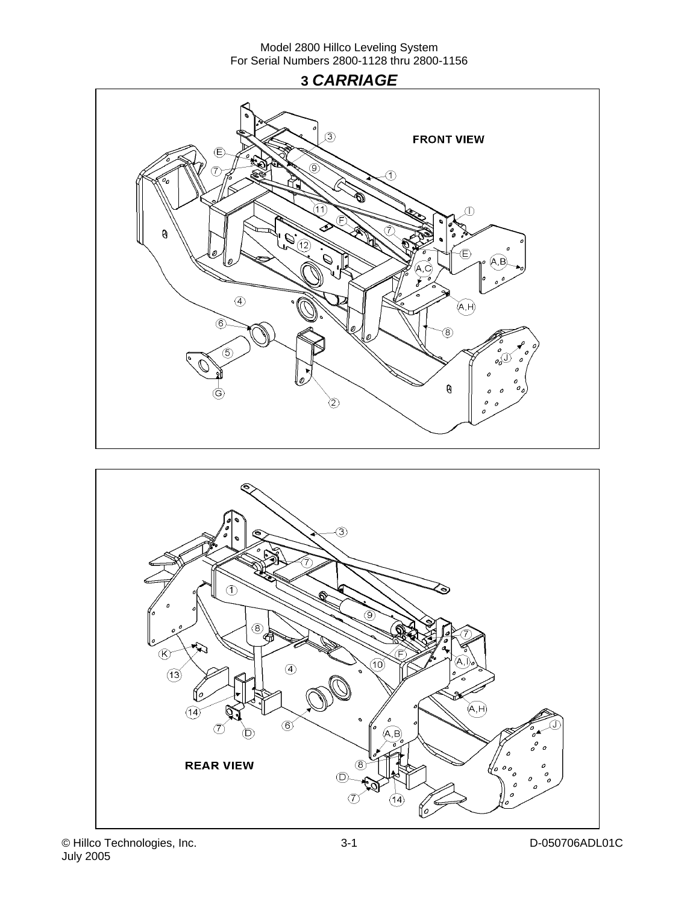# 3 *CARRIAGE*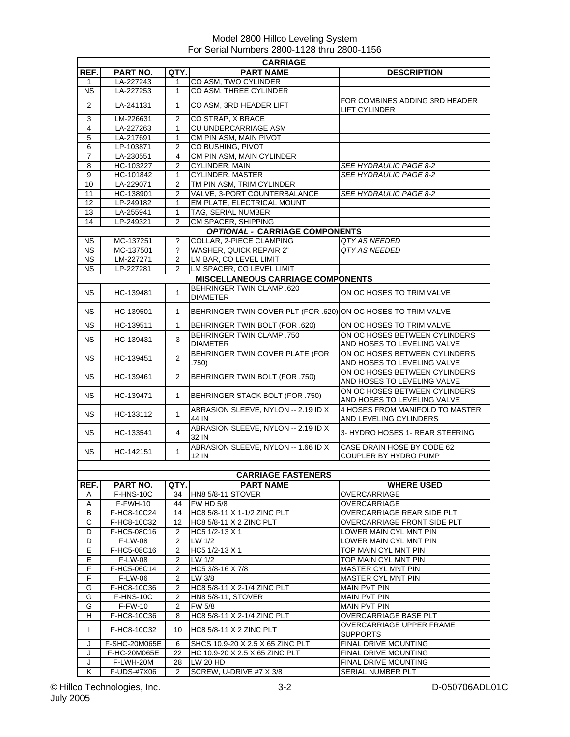Model 2800 Hillco Leveling System
For Serial Numbers 2800-1128 thru 2800-1156

| CARRIAGE | | | | |
|---|---|---|---|---|
| **REF.** | **PART NO.** | **QTY.** | **PART NAME** | **DESCRIPTION** |
| 1 | LA-227243 | 1 | CO ASM, TWO CYLINDER | |
| NS | LA-227253 | 1 | CO ASM, THREE CYLINDER | |
| 2 | LA-241131 | 1 | CO ASM, 3RD HEADER LIFT | FOR COMBINES ADDING 3RD HEADER LIFT CYLINDER |
| 3 | LM-226631 | 2 | CO STRAP, X BRACE | |
| 4 | LA-227263 | 1 | CU UNDERCARRIAGE ASM | |
| 5 | LA-217691 | 1 | CM PIN ASM, MAIN PIVOT | |
| 6 | LP-103871 | 2 | CO BUSHING, PIVOT | |
| 7 | LA-230551 | 4 | CM PIN ASM, MAIN CYLINDER | |
| 8 | HC-103227 | 2 | CYLINDER, MAIN | *SEE HYDRAULIC PAGE 8-2* |
| 9 | HC-101842 | 1 | CYLINDER, MASTER | *SEE HYDRAULIC PAGE 8-2* |
| 10 | LA-229071 | 2 | TM PIN ASM, TRIM CYLINDER | |
| 11 | HC-138901 | 2 | VALVE, 3-PORT COUNTERBALANCE | *SEE HYDRAULIC PAGE 8-2* |
| 12 | LP-249182 | 1 | EM PLATE, ELECTRICAL MOUNT | |
| 13 | LA-255941 | 1 | TAG, SERIAL NUMBER | |
| 14 | LP-249321 | 2 | CM SPACER, SHIPPING | |
| ***OPTIONAL* - CARRIAGE COMPONENTS** | | | | |
| NS | MC-137251 | ? | COLLAR, 2-PIECE CLAMPING | *QTY AS NEEDED* |
| NS | MC-137501 | ? | WASHER, QUICK REPAIR 2" | *QTY AS NEEDED* |
| NS | LM-227271 | 2 | LM BAR, CO LEVEL LIMIT | |
| NS | LP-227281 | 2 | LM SPACER, CO LEVEL LIMIT | |
| **MISCELLANEOUS CARRIAGE COMPONENTS** | | | | |
| NS | HC-139481 | 1 | BEHRINGER TWIN CLAMP .620 DIAMETER | ON OC HOSES TO TRIM VALVE |
| NS | HC-139501 | 1 | BEHRINGER TWIN COVER PLT (FOR .620) | ON OC HOSES TO TRIM VALVE |
| NS | HC-139511 | 1 | BEHRINGER TWIN BOLT (FOR .620) | ON OC HOSES TO TRIM VALVE |
| NS | HC-139431 | 3 | BEHRINGER TWIN CLAMP .750 DIAMETER | ON OC HOSES BETWEEN CYLINDERS AND HOSES TO LEVELING VALVE |
| NS | HC-139451 | 2 | BEHRINGER TWIN COVER PLATE (FOR .750) | ON OC HOSES BETWEEN CYLINDERS AND HOSES TO LEVELING VALVE |
| NS | HC-139461 | 2 | BEHRINGER TWIN BOLT (FOR .750) | ON OC HOSES BETWEEN CYLINDERS AND HOSES TO LEVELING VALVE |
| NS | HC-139471 | 1 | BEHRINGER STACK BOLT (FOR .750) | ON OC HOSES BETWEEN CYLINDERS AND HOSES TO LEVELING VALVE |
| NS | HC-133112 | 1 | ABRASION SLEEVE, NYLON -- 2.19 ID X 44 IN | 4 HOSES FROM MANIFOLD TO MASTER AND LEVELING CYLINDERS |
| NS | HC-133541 | 4 | ABRASION SLEEVE, NYLON -- 2.19 ID X 32 IN | 3- HYDRO HOSES 1- REAR STEERING |
| NS | HC-142151 | 1 | ABRASION SLEEVE, NYLON -- 1.66 ID X 12 IN | CASE DRAIN HOSE BY CODE 62 COUPLER BY HYDRO PUMP |

| CARRIAGE FASTENERS | | | | |
|---|---|---|---|---|
| **REF.** | **PART NO.** | **QTY.** | **PART NAME** | **WHERE USED** |
| A | F-HNS-10C | 34 | HN8 5/8-11 STOVER | OVERCARRIAGE |
| A | F-FWH-10 | 44 | FW HD 5/8 | OVERCARRIAGE |
| B | F-HC8-10C24 | 14 | HC8 5/8-11 X 1-1/2 ZINC PLT | OVERCARRIAGE REAR SIDE PLT |
| C | F-HC8-10C32 | 12 | HC8 5/8-11 X 2 ZINC PLT | OVERCARRIAGE FRONT SIDE PLT |
| D | F-HC5-08C16 | 2 | HC5 1/2-13 X 1 | LOWER MAIN CYL MNT PIN |
| D | F-LW-08 | 2 | LW 1/2 | LOWER MAIN CYL MNT PIN |
| E | F-HC5-08C16 | 2 | HC5 1/2-13 X 1 | TOP MAIN CYL MNT PIN |
| E | F-LW-08 | 2 | LW 1/2 | TOP MAIN CYL MNT PIN |
| F | F-HC5-06C14 | 2 | HC5 3/8-16 X 7/8 | MASTER CYL MNT PIN |
| F | F-LW-06 | 2 | LW 3/8 | MASTER CYL MNT PIN |
| G | F-HC8-10C36 | 2 | HC8 5/8-11 X 2-1/4 ZINC PLT | MAIN PVT PIN |
| G | F-HNS-10C | 2 | HN8 5/8-11, STOVER | MAIN PVT PIN |
| G | F-FW-10 | 2 | FW 5/8 | MAIN PVT PIN |
| H | F-HC8-10C36 | 8 | HC8 5/8-11 X 2-1/4 ZINC PLT | OVERCARRIAGE BASE PLT |
| I | F-HC8-10C32 | 10 | HC8 5/8-11 X 2 ZINC PLT | OVERCARRIAGE UPPER FRAME SUPPORTS |
| J | F-SHC-20M065E | 6 | SHCS 10.9-20 X 2.5 X 65 ZINC PLT | FINAL DRIVE MOUNTING |
| J | F-HC-20M065E | 22 | HC 10.9-20 X 2.5 X 65 ZINC PLT | FINAL DRIVE MOUNTING |
| J | F-LWH-20M | 28 | LW 20 HD | FINAL DRIVE MOUNTING |
| K | F-UDS-#7X06 | 2 | SCREW, U-DRIVE #7 X 3/8 | SERIAL NUMBER PLT |

© Hillco Technologies, Inc.
July 2005

D-050706ADL01C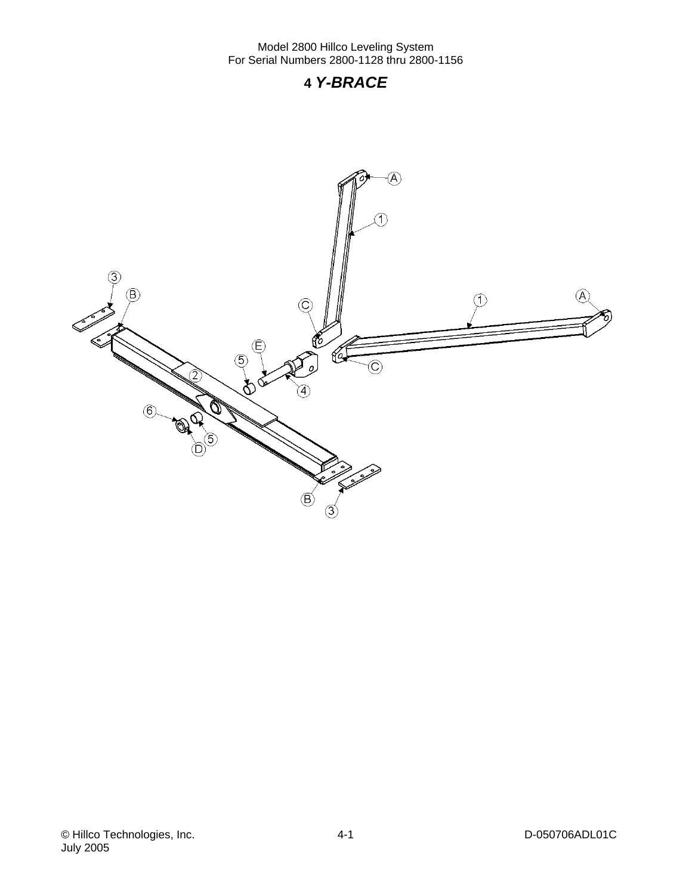# 4 *Y-BRACE*

A

1

3

B

C

A

1

E

5

C

2

4

6

5

D

B

3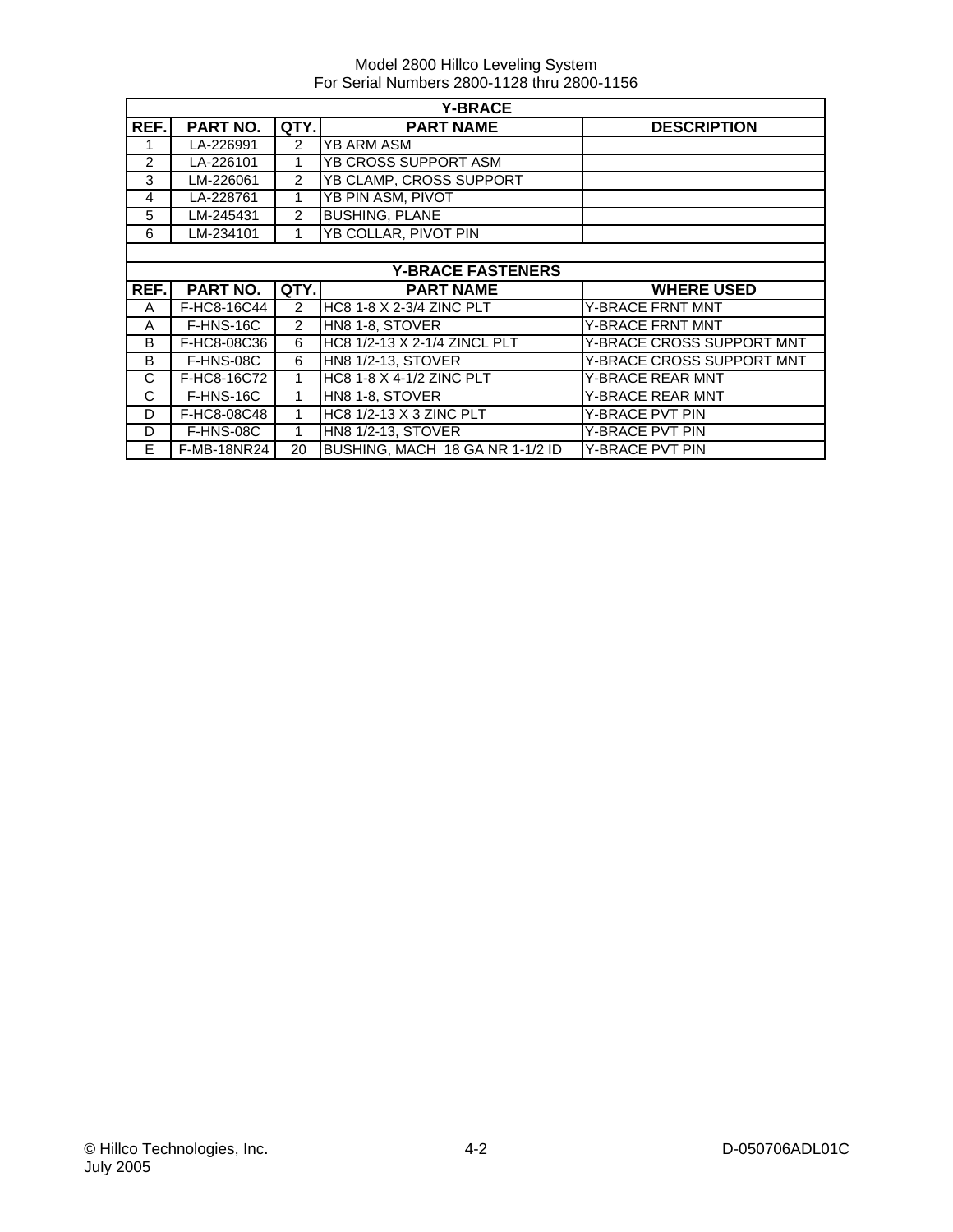| Y-BRACE | | | | |
|---|---|---|---|---|
| REF. | PART NO. | QTY. | PART NAME | DESCRIPTION |
| 1 | LA-226991 | 2 | YB ARM ASM | |
| 2 | LA-226101 | 1 | YB CROSS SUPPORT ASM | |
| 3 | LM-226061 | 2 | YB CLAMP, CROSS SUPPORT | |
| 4 | LA-228761 | 1 | YB PIN ASM, PIVOT | |
| 5 | LM-245431 | 2 | BUSHING, PLANE | |
| 6 | LM-234101 | 1 | YB COLLAR, PIVOT PIN | |

| Y-BRACE FASTENERS | | | | |
|---|---|---|---|---|
| REF. | PART NO. | QTY. | PART NAME | WHERE USED |
| A | F-HC8-16C44 | 2 | HC8 1-8 X 2-3/4 ZINC PLT | Y-BRACE FRNT MNT |
| A | F-HNS-16C | 2 | HN8 1-8, STOVER | Y-BRACE FRNT MNT |
| B | F-HC8-08C36 | 6 | HC8 1/2-13 X 2-1/4 ZINCL PLT | Y-BRACE CROSS SUPPORT MNT |
| B | F-HNS-08C | 6 | HN8 1/2-13, STOVER | Y-BRACE CROSS SUPPORT MNT |
| C | F-HC8-16C72 | 1 | HC8 1-8 X 4-1/2 ZINC PLT | Y-BRACE REAR MNT |
| C | F-HNS-16C | 1 | HN8 1-8, STOVER | Y-BRACE REAR MNT |
| D | F-HC8-08C48 | 1 | HC8 1/2-13 X 3 ZINC PLT | Y-BRACE PVT PIN |
| D | F-HNS-08C | 1 | HN8 1/2-13, STOVER | Y-BRACE PVT PIN |
| E | F-MB-18NR24 | 20 | BUSHING, MACH 18 GA NR 1-1/2 ID | Y-BRACE PVT PIN |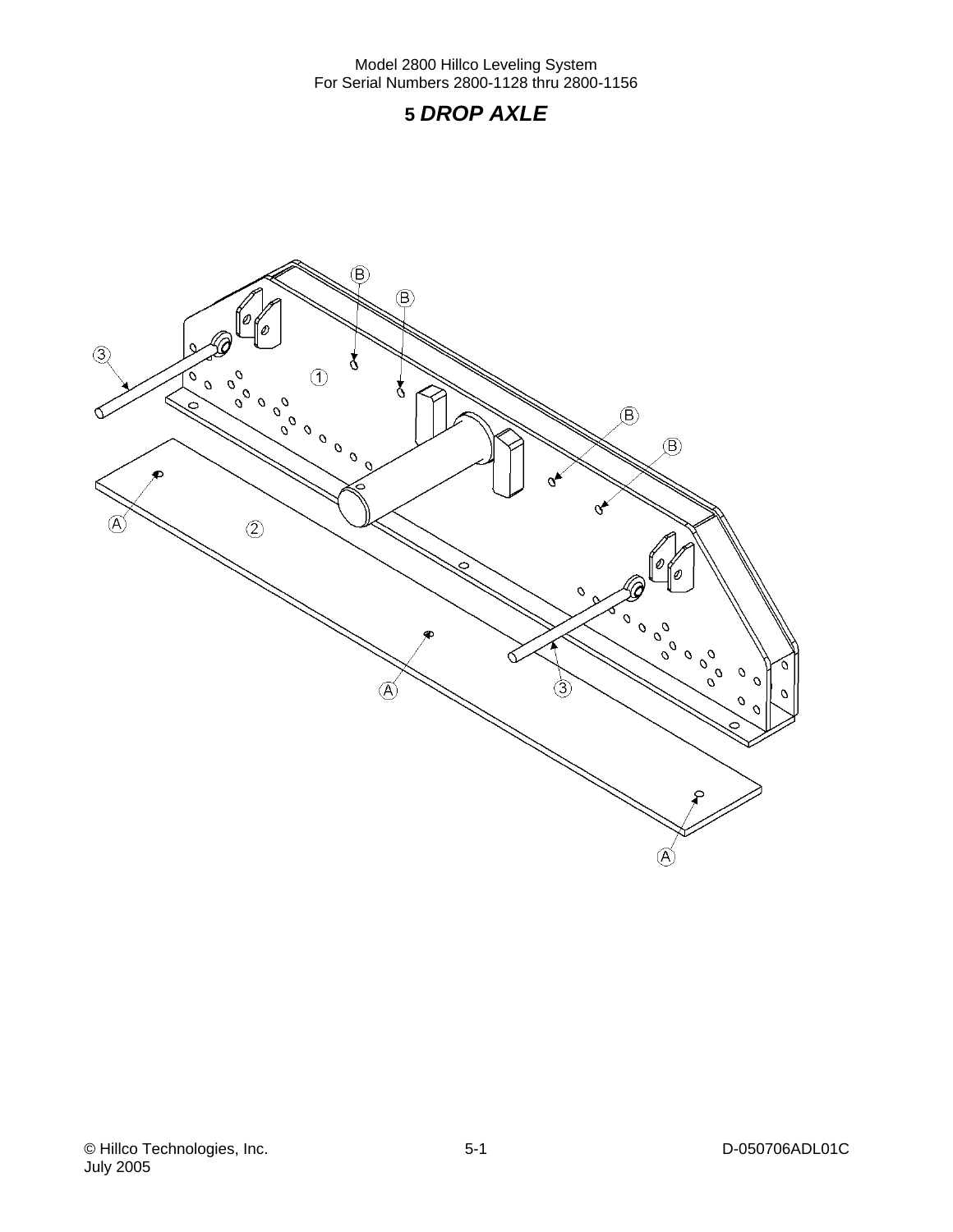# 5 *DROP AXLE*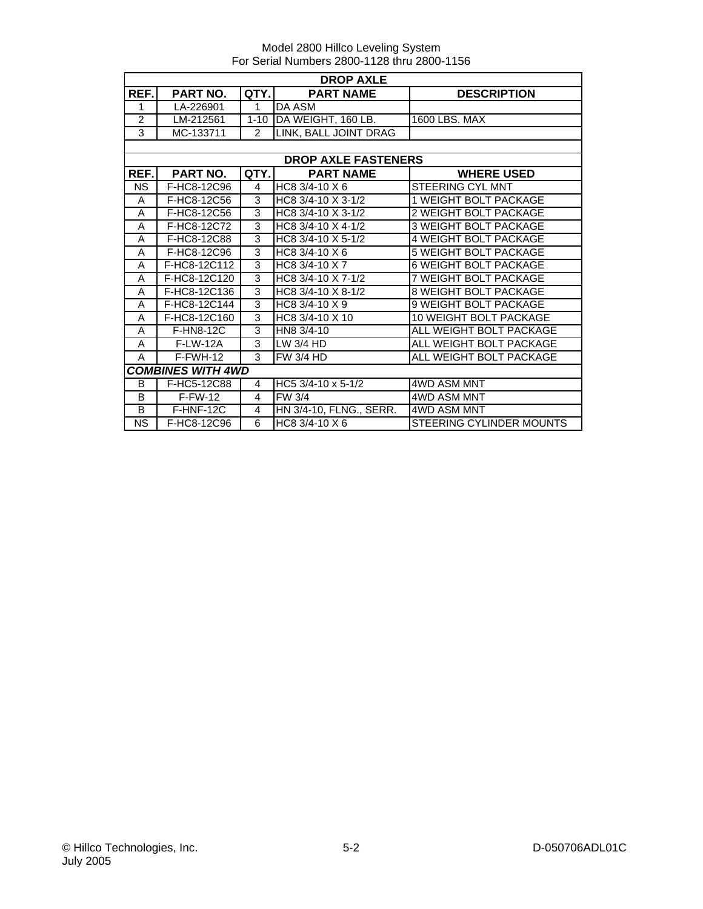Model 2800 Hillco Leveling System
For Serial Numbers 2800-1128 thru 2800-1156

| DROP AXLE | | | | |
|---|---|---|---|---|
| **REF.** | **PART NO.** | **QTY.** | **PART NAME** | **DESCRIPTION** |
| 1 | LA-226901 | 1 | DA ASM | |
| 2 | LM-212561 | 1-10 | DA WEIGHT, 160 LB. | 1600 LBS. MAX |
| 3 | MC-133711 | 2 | LINK, BALL JOINT DRAG | |

| DROP AXLE FASTENERS | | | | |
|---|---|---|---|---|
| **REF.** | **PART NO.** | **QTY.** | **PART NAME** | **WHERE USED** |
| NS | F-HC8-12C96 | 4 | HC8 3/4-10 X 6 | STEERING CYL MNT |
| A | F-HC8-12C56 | 3 | HC8 3/4-10 X 3-1/2 | 1 WEIGHT BOLT PACKAGE |
| A | F-HC8-12C56 | 3 | HC8 3/4-10 X 3-1/2 | 2 WEIGHT BOLT PACKAGE |
| A | F-HC8-12C72 | 3 | HC8 3/4-10 X 4-1/2 | 3 WEIGHT BOLT PACKAGE |
| A | F-HC8-12C88 | 3 | HC8 3/4-10 X 5-1/2 | 4 WEIGHT BOLT PACKAGE |
| A | F-HC8-12C96 | 3 | HC8 3/4-10 X 6 | 5 WEIGHT BOLT PACKAGE |
| A | F-HC8-12C112 | 3 | HC8 3/4-10 X 7 | 6 WEIGHT BOLT PACKAGE |
| A | F-HC8-12C120 | 3 | HC8 3/4-10 X 7-1/2 | 7 WEIGHT BOLT PACKAGE |
| A | F-HC8-12C136 | 3 | HC8 3/4-10 X 8-1/2 | 8 WEIGHT BOLT PACKAGE |
| A | F-HC8-12C144 | 3 | HC8 3/4-10 X 9 | 9 WEIGHT BOLT PACKAGE |
| A | F-HC8-12C160 | 3 | HC8 3/4-10 X 10 | 10 WEIGHT BOLT PACKAGE |
| A | F-HN8-12C | 3 | HN8 3/4-10 | ALL WEIGHT BOLT PACKAGE |
| A | F-LW-12A | 3 | LW 3/4 HD | ALL WEIGHT BOLT PACKAGE |
| A | F-FWH-12 | 3 | FW 3/4 HD | ALL WEIGHT BOLT PACKAGE |
| ***COMBINES WITH 4WD*** | | | | |
| B | F-HC5-12C88 | 4 | HC5 3/4-10 x 5-1/2 | 4WD ASM MNT |
| B | F-FW-12 | 4 | FW 3/4 | 4WD ASM MNT |
| B | F-HNF-12C | 4 | HN 3/4-10, FLNG., SERR. | 4WD ASM MNT |
| NS | F-HC8-12C96 | 6 | HC8 3/4-10 X 6 | STEERING CYLINDER MOUNTS |

© Hillco Technologies, Inc.
July 2005

D-050706ADL01C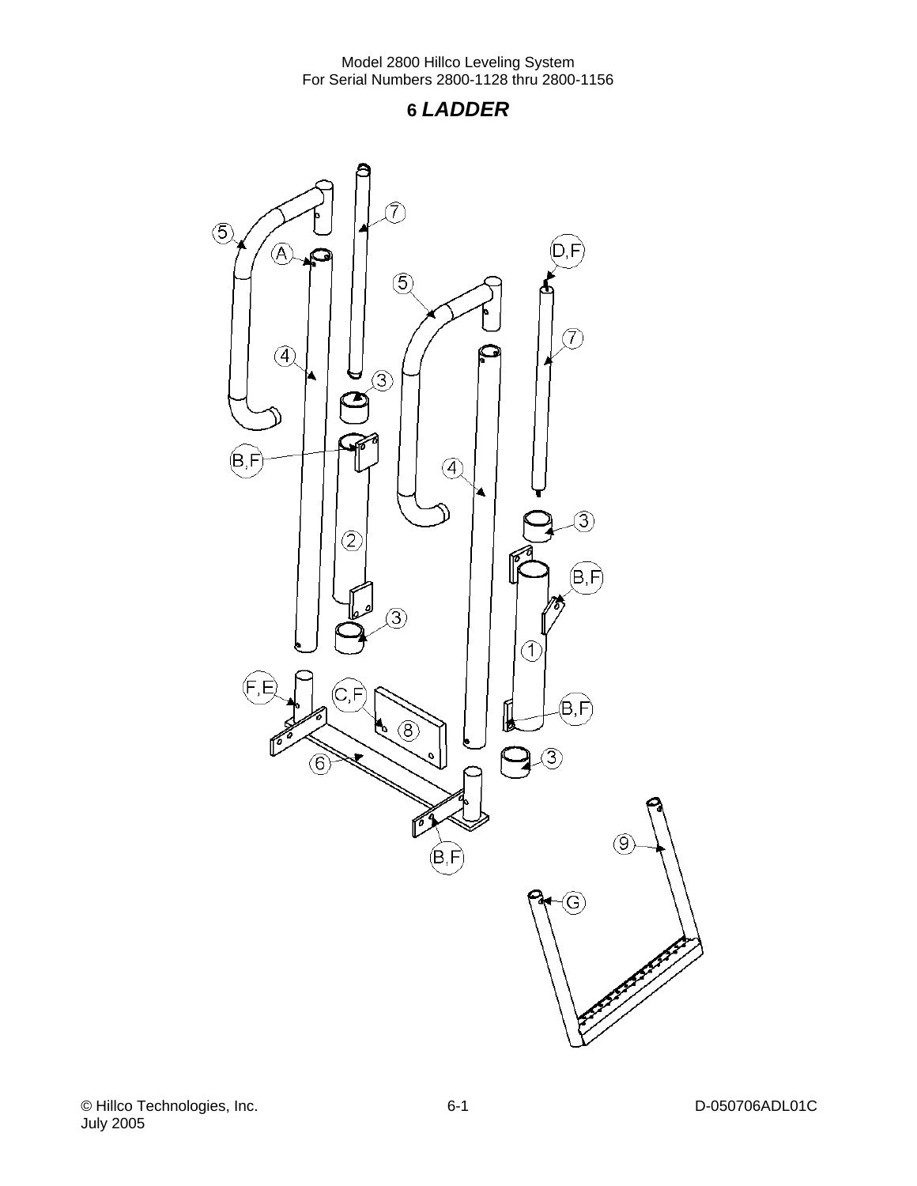# 6 *LADDER*

5

A

7

D,F

5

4

7

3

B,F

4

2

3

B,F

1

3

F,E

C,F

8

B,F

6

3

B,F

9

G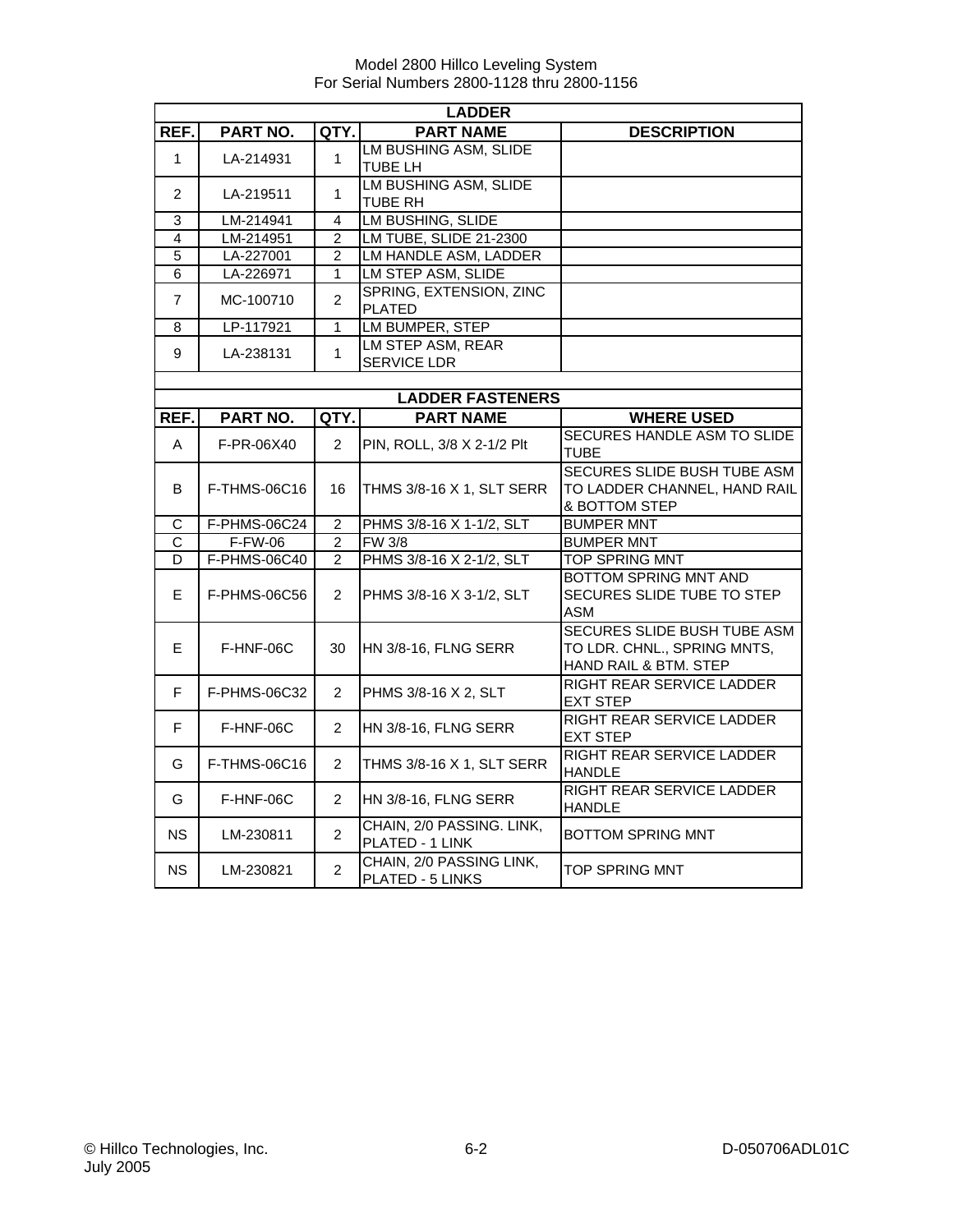Model 2800 Hillco Leveling System
For Serial Numbers 2800-1128 thru 2800-1156

| LADDER | | | | |
|---|---|---|---|---|
| REF. | PART NO. | QTY. | PART NAME | DESCRIPTION |
| 1 | LA-214931 | 1 | LM BUSHING ASM, SLIDE TUBE LH | |
| 2 | LA-219511 | 1 | LM BUSHING ASM, SLIDE TUBE RH | |
| 3 | LM-214941 | 4 | LM BUSHING, SLIDE | |
| 4 | LM-214951 | 2 | LM TUBE, SLIDE 21-2300 | |
| 5 | LA-227001 | 2 | LM HANDLE ASM, LADDER | |
| 6 | LA-226971 | 1 | LM STEP ASM, SLIDE | |
| 7 | MC-100710 | 2 | SPRING, EXTENSION, ZINC PLATED | |
| 8 | LP-117921 | 1 | LM BUMPER, STEP | |
| 9 | LA-238131 | 1 | LM STEP ASM, REAR SERVICE LDR | |

| LADDER FASTENERS | | | | |
|---|---|---|---|---|
| REF. | PART NO. | QTY. | PART NAME | WHERE USED |
| A | F-PR-06X40 | 2 | PIN, ROLL, 3/8 X 2-1/2 Plt | SECURES HANDLE ASM TO SLIDE TUBE |
| B | F-THMS-06C16 | 16 | THMS 3/8-16 X 1, SLT SERR | SECURES SLIDE BUSH TUBE ASM TO LADDER CHANNEL, HAND RAIL & BOTTOM STEP |
| C | F-PHMS-06C24 | 2 | PHMS 3/8-16 X 1-1/2, SLT | BUMPER MNT |
| C | F-FW-06 | 2 | FW 3/8 | BUMPER MNT |
| D | F-PHMS-06C40 | 2 | PHMS 3/8-16 X 2-1/2, SLT | TOP SPRING MNT |
| E | F-PHMS-06C56 | 2 | PHMS 3/8-16 X 3-1/2, SLT | BOTTOM SPRING MNT AND SECURES SLIDE TUBE TO STEP ASM |
| E | F-HNF-06C | 30 | HN 3/8-16, FLNG SERR | SECURES SLIDE BUSH TUBE ASM TO LDR. CHNL., SPRING MNTS, HAND RAIL & BTM. STEP |
| F | F-PHMS-06C32 | 2 | PHMS 3/8-16 X 2, SLT | RIGHT REAR SERVICE LADDER EXT STEP |
| F | F-HNF-06C | 2 | HN 3/8-16, FLNG SERR | RIGHT REAR SERVICE LADDER EXT STEP |
| G | F-THMS-06C16 | 2 | THMS 3/8-16 X 1, SLT SERR | RIGHT REAR SERVICE LADDER HANDLE |
| G | F-HNF-06C | 2 | HN 3/8-16, FLNG SERR | RIGHT REAR SERVICE LADDER HANDLE |
| NS | LM-230811 | 2 | CHAIN, 2/0 PASSING. LINK, PLATED - 1 LINK | BOTTOM SPRING MNT |
| NS | LM-230821 | 2 | CHAIN, 2/0 PASSING LINK, PLATED - 5 LINKS | TOP SPRING MNT |

© Hillco Technologies, Inc.
July 2005

D-050706ADL01C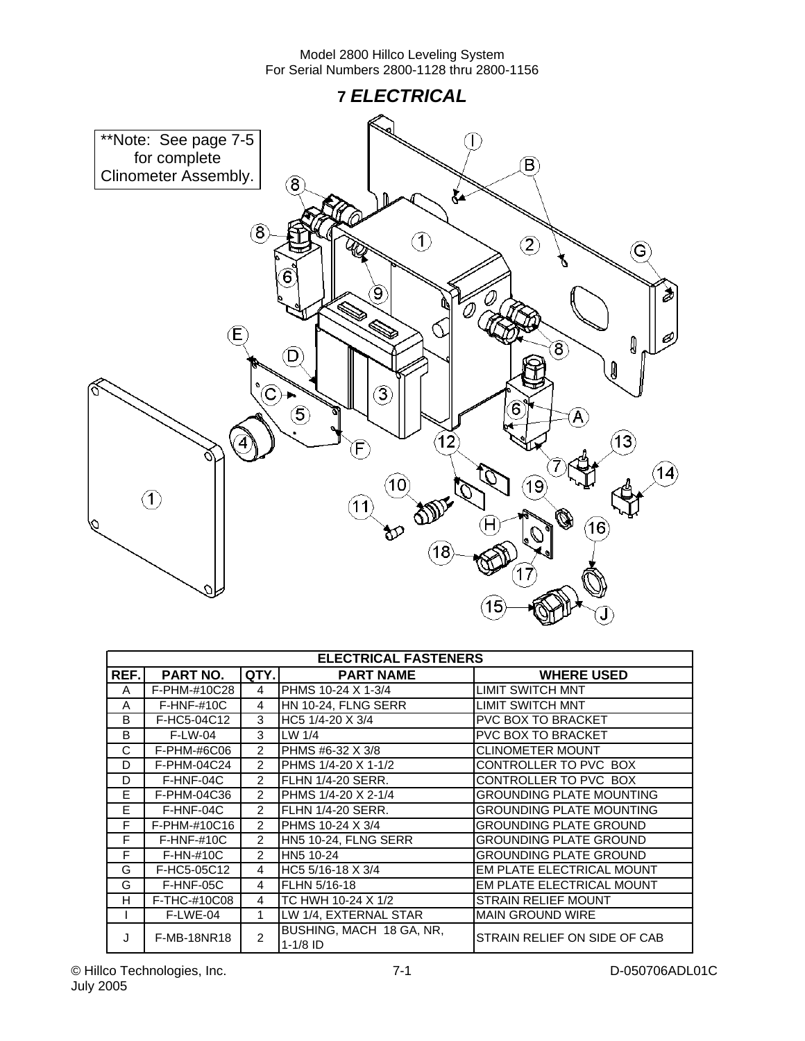# 7 *ELECTRICAL*

**Note: See page 7-5 for complete Clinometer Assembly.

| ELECTRICAL FASTENERS | | | | |
|---|---|---|---|---|
| **REF.** | **PART NO.** | **QTY.** | **PART NAME** | **WHERE USED** |
| A | F-PHM-#10C28 | 4 | PHMS 10-24 X 1-3/4 | LIMIT SWITCH MNT |
| A | F-HNF-#10C | 4 | HN 10-24, FLNG SERR | LIMIT SWITCH MNT |
| B | F-HC5-04C12 | 3 | HC5 1/4-20 X 3/4 | PVC BOX TO BRACKET |
| B | F-LW-04 | 3 | LW 1/4 | PVC BOX TO BRACKET |
| C | F-PHM-#6C06 | 2 | PHMS #6-32 X 3/8 | CLINOMETER MOUNT |
| D | F-PHM-04C24 | 2 | PHMS 1/4-20 X 1-1/2 | CONTROLLER TO PVC BOX |
| D | F-HNF-04C | 2 | FLHN 1/4-20 SERR. | CONTROLLER TO PVC BOX |
| E | F-PHM-04C36 | 2 | PHMS 1/4-20 X 2-1/4 | GROUNDING PLATE MOUNTING |
| E | F-HNF-04C | 2 | FLHN 1/4-20 SERR. | GROUNDING PLATE MOUNTING |
| F | F-PHM-#10C16 | 2 | PHMS 10-24 X 3/4 | GROUNDING PLATE GROUND |
| F | F-HNF-#10C | 2 | HN5 10-24, FLNG SERR | GROUNDING PLATE GROUND |
| F | F-HN-#10C | 2 | HN5 10-24 | GROUNDING PLATE GROUND |
| G | F-HC5-05C12 | 4 | HC5 5/16-18 X 3/4 | EM PLATE ELECTRICAL MOUNT |
| G | F-HNF-05C | 4 | FLHN 5/16-18 | EM PLATE ELECTRICAL MOUNT |
| H | F-THC-#10C08 | 4 | TC HWH 10-24 X 1/2 | STRAIN RELIEF MOUNT |
| I | F-LWE-04 | 1 | LW 1/4, EXTERNAL STAR | MAIN GROUND WIRE |
| J | F-MB-18NR18 | 2 | BUSHING, MACH 18 GA, NR, 1-1/8 ID | STRAIN RELIEF ON SIDE OF CAB |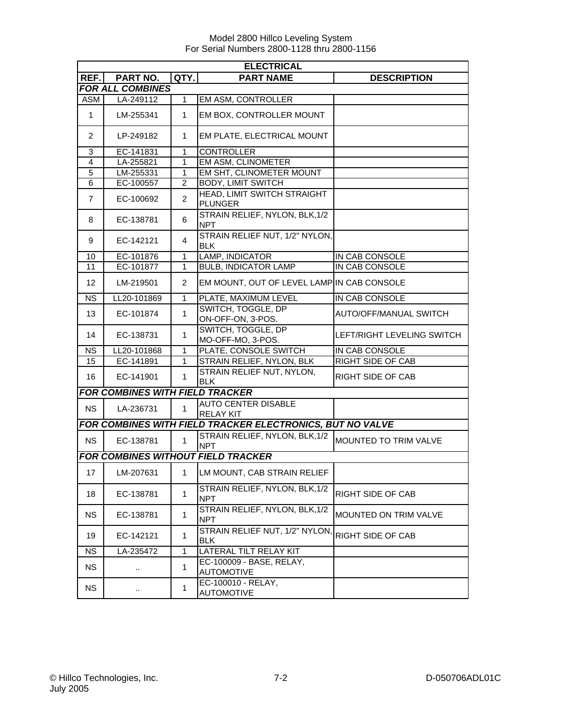Model 2800 Hillco Leveling System
For Serial Numbers 2800-1128 thru 2800-1156

| ELECTRICAL | | | | |
|---|---|---|---|---|
| **REF.** | **PART NO.** | **QTY.** | **PART NAME** | **DESCRIPTION** |
| ***FOR ALL COMBINES*** | | | | |
| ASM | LA-249112 | 1 | EM ASM, CONTROLLER | |
| 1 | LM-255341 | 1 | EM BOX, CONTROLLER MOUNT | |
| 2 | LP-249182 | 1 | EM PLATE, ELECTRICAL MOUNT | |
| 3 | EC-141831 | 1 | CONTROLLER | |
| 4 | LA-255821 | 1 | EM ASM, CLINOMETER | |
| 5 | LM-255331 | 1 | EM SHT, CLINOMETER MOUNT | |
| 6 | EC-100557 | 2 | BODY, LIMIT SWITCH | |
| 7 | EC-100692 | 2 | HEAD, LIMIT SWITCH STRAIGHT PLUNGER | |
| 8 | EC-138781 | 6 | STRAIN RELIEF, NYLON, BLK,1/2 NPT | |
| 9 | EC-142121 | 4 | STRAIN RELIEF NUT, 1/2" NYLON, BLK | |
| 10 | EC-101876 | 1 | LAMP, INDICATOR | IN CAB CONSOLE |
| 11 | EC-101877 | 1 | BULB, INDICATOR LAMP | IN CAB CONSOLE |
| 12 | LM-219501 | 2 | EM MOUNT, OUT OF LEVEL LAMP | IN CAB CONSOLE |
| NS | LL20-101869 | 1 | PLATE, MAXIMUM LEVEL | IN CAB CONSOLE |
| 13 | EC-101874 | 1 | SWITCH, TOGGLE, DP ON-OFF-ON, 3-POS. | AUTO/OFF/MANUAL SWITCH |
| 14 | EC-138731 | 1 | SWITCH, TOGGLE, DP MO-OFF-MO, 3-POS. | LEFT/RIGHT LEVELING SWITCH |
| NS | LL20-101868 | 1 | PLATE, CONSOLE SWITCH | IN CAB CONSOLE |
| 15 | EC-141891 | 1 | STRAIN RELIEF, NYLON, BLK | RIGHT SIDE OF CAB |
| 16 | EC-141901 | 1 | STRAIN RELIEF NUT, NYLON, BLK | RIGHT SIDE OF CAB |
| ***FOR COMBINES WITH FIELD TRACKER*** | | | | |
| NS | LA-236731 | 1 | AUTO CENTER DISABLE RELAY KIT | |
| ***FOR COMBINES WITH FIELD TRACKER ELECTRONICS, BUT NO VALVE*** | | | | |
| NS | EC-138781 | 1 | STRAIN RELIEF, NYLON, BLK,1/2 NPT | MOUNTED TO TRIM VALVE |
| ***FOR COMBINES WITHOUT FIELD TRACKER*** | | | | |
| 17 | LM-207631 | 1 | LM MOUNT, CAB STRAIN RELIEF | |
| 18 | EC-138781 | 1 | STRAIN RELIEF, NYLON, BLK,1/2 NPT | RIGHT SIDE OF CAB |
| NS | EC-138781 | 1 | STRAIN RELIEF, NYLON, BLK,1/2 NPT | MOUNTED ON TRIM VALVE |
| 19 | EC-142121 | 1 | STRAIN RELIEF NUT, 1/2" NYLON, BLK | RIGHT SIDE OF CAB |
| NS | LA-235472 | 1 | LATERAL TILT RELAY KIT | |
| NS | .. | 1 | EC-100009 - BASE, RELAY, AUTOMOTIVE | |
| NS | .. | 1 | EC-100010 - RELAY, AUTOMOTIVE | |

© Hillco Technologies, Inc.
July 2005

D-050706ADL01C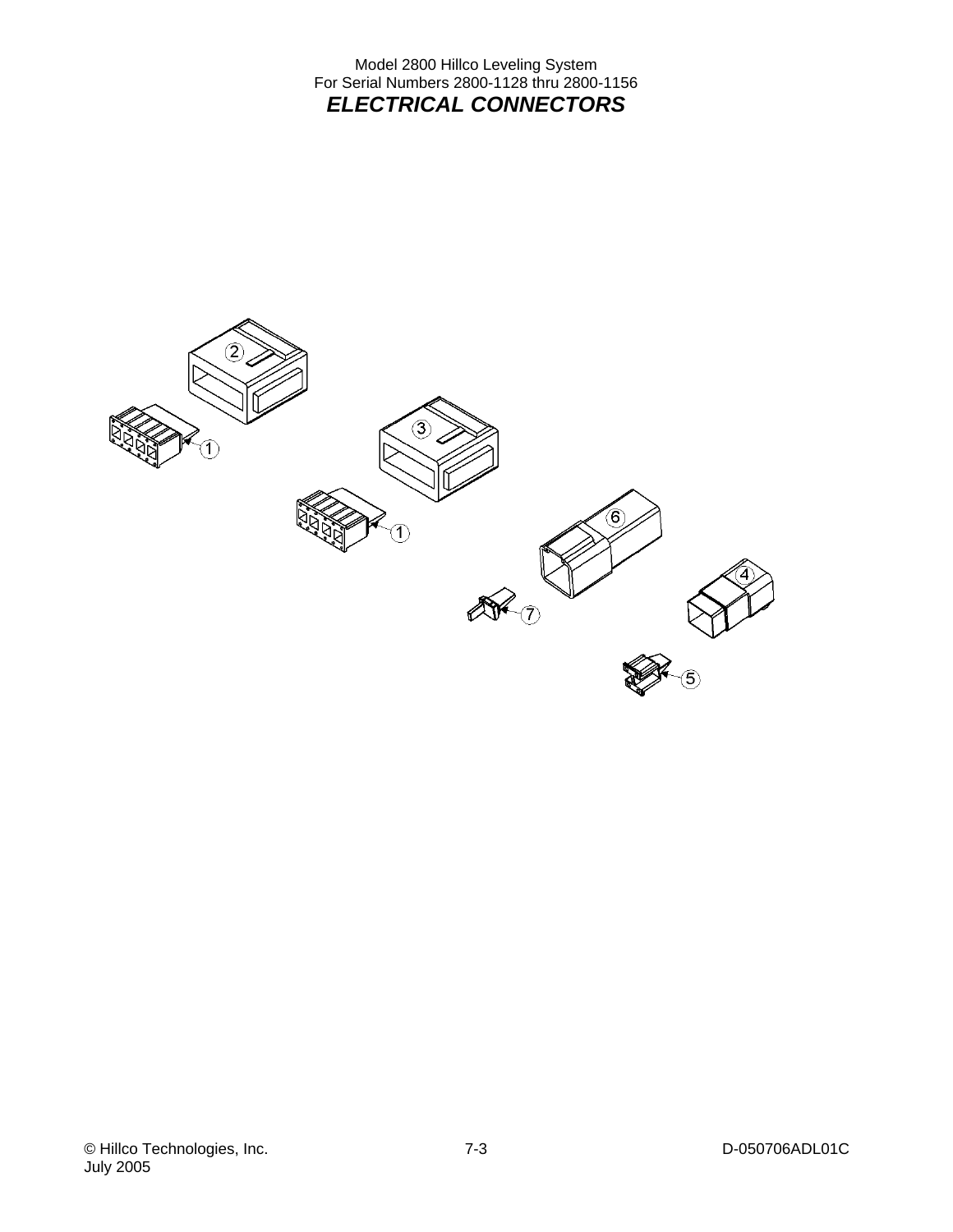# ELECTRICAL CONNECTORS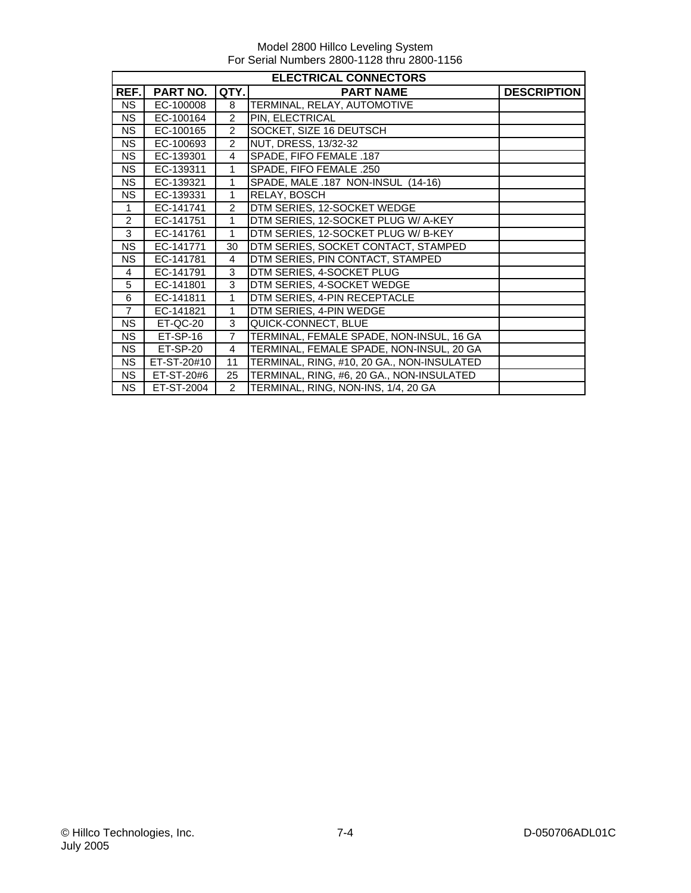Model 2800 Hillco Leveling System
For Serial Numbers 2800-1128 thru 2800-1156

| ELECTRICAL CONNECTORS | | | | |
|---|---|---|---|---|
| **REF.** | **PART NO.** | **QTY.** | **PART NAME** | **DESCRIPTION** |
| NS | EC-100008 | 8 | TERMINAL, RELAY, AUTOMOTIVE | |
| NS | EC-100164 | 2 | PIN, ELECTRICAL | |
| NS | EC-100165 | 2 | SOCKET, SIZE 16 DEUTSCH | |
| NS | EC-100693 | 2 | NUT, DRESS, 13/32-32 | |
| NS | EC-139301 | 4 | SPADE, FIFO FEMALE .187 | |
| NS | EC-139311 | 1 | SPADE, FIFO FEMALE .250 | |
| NS | EC-139321 | 1 | SPADE, MALE .187 NON-INSUL (14-16) | |
| NS | EC-139331 | 1 | RELAY, BOSCH | |
| 1 | EC-141741 | 2 | DTM SERIES, 12-SOCKET WEDGE | |
| 2 | EC-141751 | 1 | DTM SERIES, 12-SOCKET PLUG W/ A-KEY | |
| 3 | EC-141761 | 1 | DTM SERIES, 12-SOCKET PLUG W/ B-KEY | |
| NS | EC-141771 | 30 | DTM SERIES, SOCKET CONTACT, STAMPED | |
| NS | EC-141781 | 4 | DTM SERIES, PIN CONTACT, STAMPED | |
| 4 | EC-141791 | 3 | DTM SERIES, 4-SOCKET PLUG | |
| 5 | EC-141801 | 3 | DTM SERIES, 4-SOCKET WEDGE | |
| 6 | EC-141811 | 1 | DTM SERIES, 4-PIN RECEPTACLE | |
| 7 | EC-141821 | 1 | DTM SERIES, 4-PIN WEDGE | |
| NS | ET-QC-20 | 3 | QUICK-CONNECT, BLUE | |
| NS | ET-SP-16 | 7 | TERMINAL, FEMALE SPADE, NON-INSUL, 16 GA | |
| NS | ET-SP-20 | 4 | TERMINAL, FEMALE SPADE, NON-INSUL, 20 GA | |
| NS | ET-ST-20#10 | 11 | TERMINAL, RING, #10, 20 GA., NON-INSULATED | |
| NS | ET-ST-20#6 | 25 | TERMINAL, RING, #6, 20 GA., NON-INSULATED | |
| NS | ET-ST-2004 | 2 | TERMINAL, RING, NON-INS, 1/4, 20 GA | |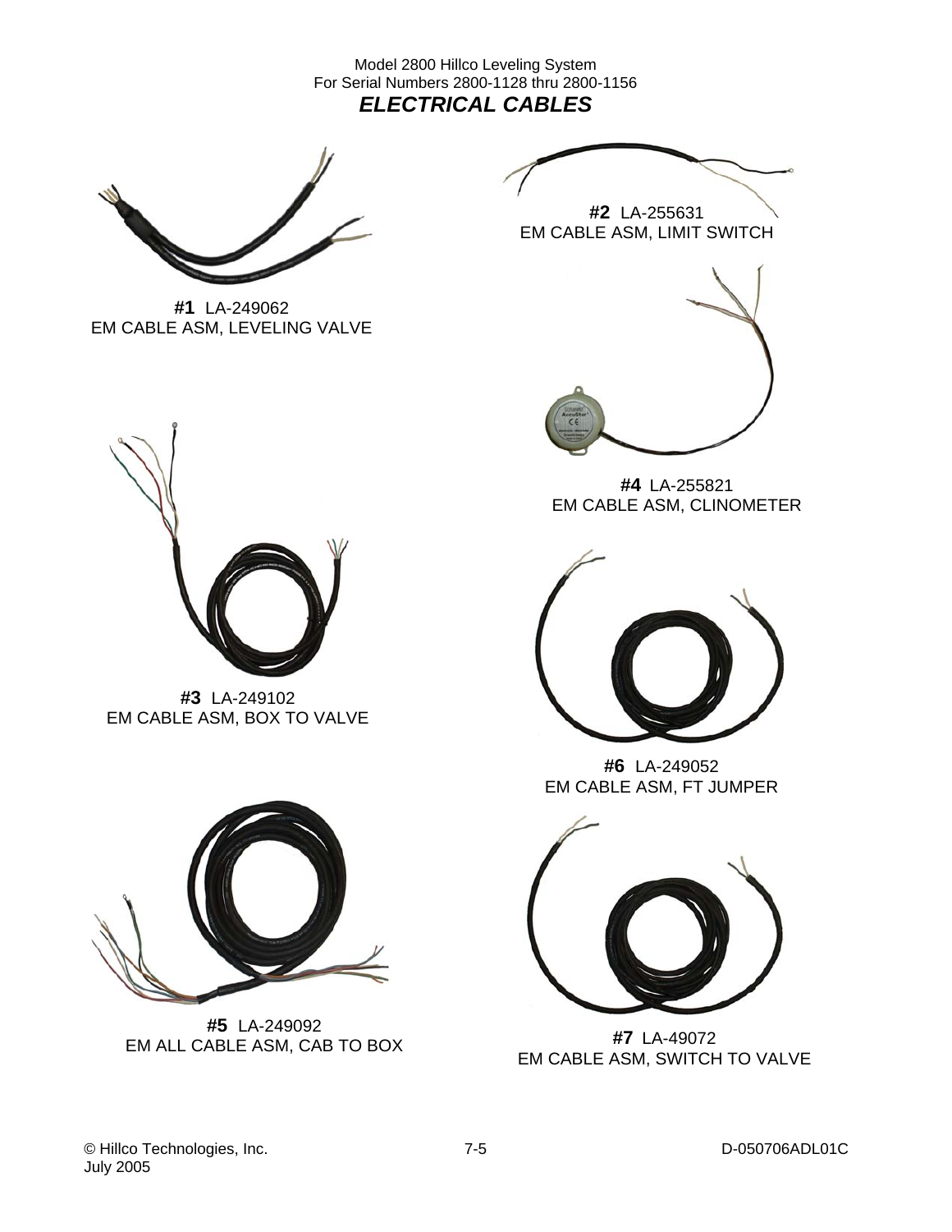Model 2800 Hillco Leveling System
For Serial Numbers 2800-1128 thru 2800-1156

# *ELECTRICAL CABLES*

**#1** LA-249062
EM CABLE ASM, LEVELING VALVE

**#2** LA-255631
EM CABLE ASM, LIMIT SWITCH

**#3** LA-249102
EM CABLE ASM, BOX TO VALVE

**#4** LA-255821
EM CABLE ASM, CLINOMETER

**#5** LA-249092
EM ALL CABLE ASM, CAB TO BOX

**#6** LA-249052
EM CABLE ASM, FT JUMPER

**#7** LA-49072
EM CABLE ASM, SWITCH TO VALVE

© Hillco Technologies, Inc.
July 2005

D-050706ADL01C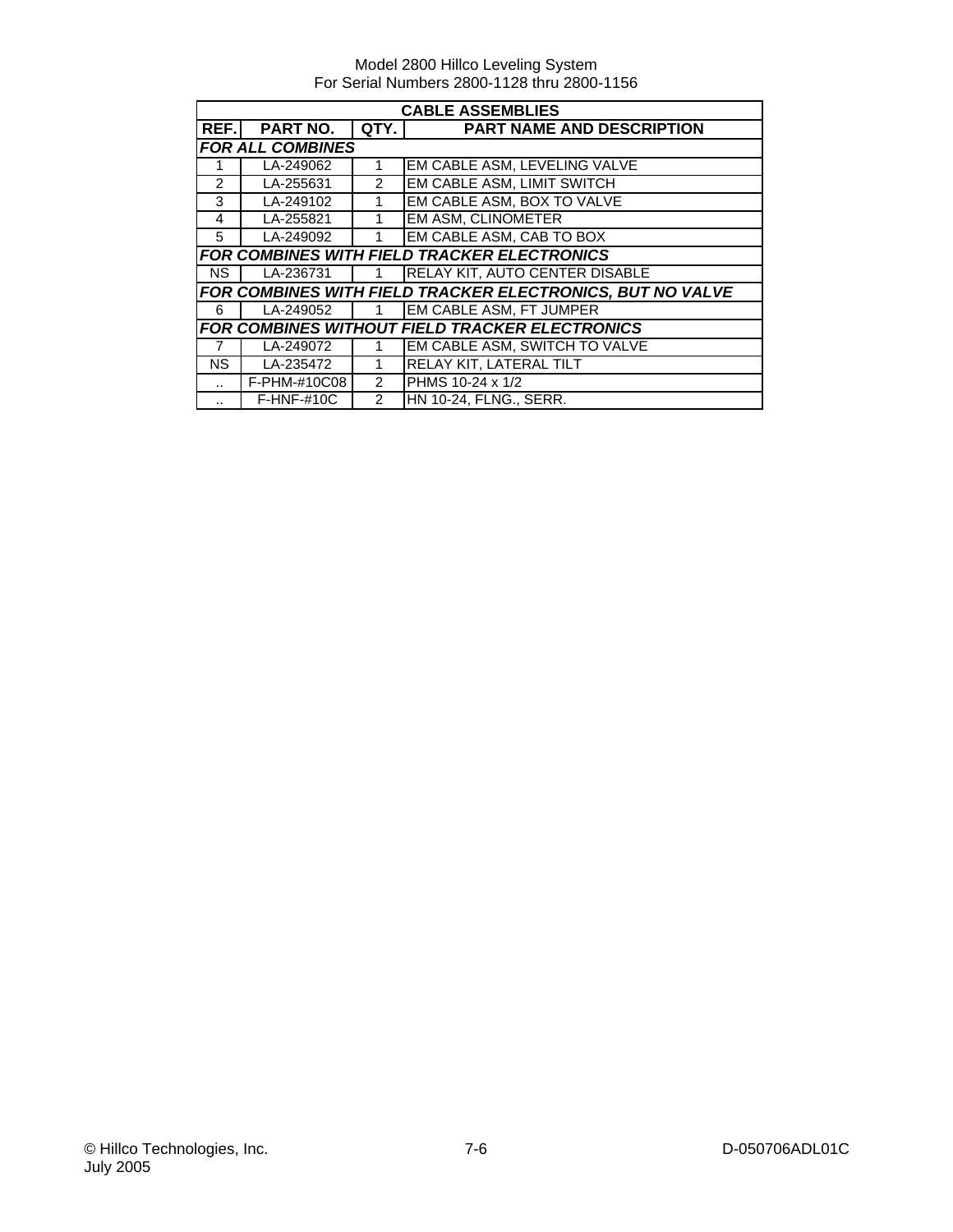| CABLE ASSEMBLIES | | | |
|---|---|---|---|
| **REF.** | **PART NO.** | **QTY.** | **PART NAME AND DESCRIPTION** |
| ***FOR ALL COMBINES*** | | | |
| 1 | LA-249062 | 1 | EM CABLE ASM, LEVELING VALVE |
| 2 | LA-255631 | 2 | EM CABLE ASM, LIMIT SWITCH |
| 3 | LA-249102 | 1 | EM CABLE ASM, BOX TO VALVE |
| 4 | LA-255821 | 1 | EM ASM, CLINOMETER |
| 5 | LA-249092 | 1 | EM CABLE ASM, CAB TO BOX |
| ***FOR COMBINES WITH FIELD TRACKER ELECTRONICS*** | | | |
| NS | LA-236731 | 1 | RELAY KIT, AUTO CENTER DISABLE |
| ***FOR COMBINES WITH FIELD TRACKER ELECTRONICS, BUT NO VALVE*** | | | |
| 6 | LA-249052 | 1 | EM CABLE ASM, FT JUMPER |
| ***FOR COMBINES WITHOUT FIELD TRACKER ELECTRONICS*** | | | |
| 7 | LA-249072 | 1 | EM CABLE ASM, SWITCH TO VALVE |
| NS | LA-235472 | 1 | RELAY KIT, LATERAL TILT |
| .. | F-PHM-#10C08 | 2 | PHMS 10-24 x 1/2 |
| .. | F-HNF-#10C | 2 | HN 10-24, FLNG., SERR. |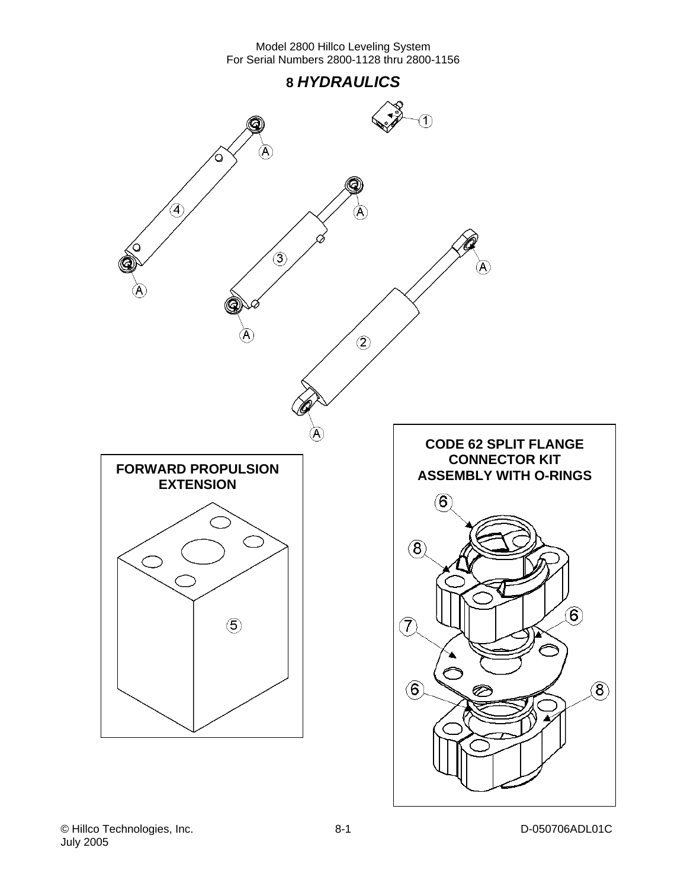# 8 *HYDRAULICS*

**FORWARD PROPULSION EXTENSION**

**CODE 62 SPLIT FLANGE CONNECTOR KIT ASSEMBLY WITH O-RINGS**

© Hillco Technologies, Inc.
July 2005

D-050706ADL01C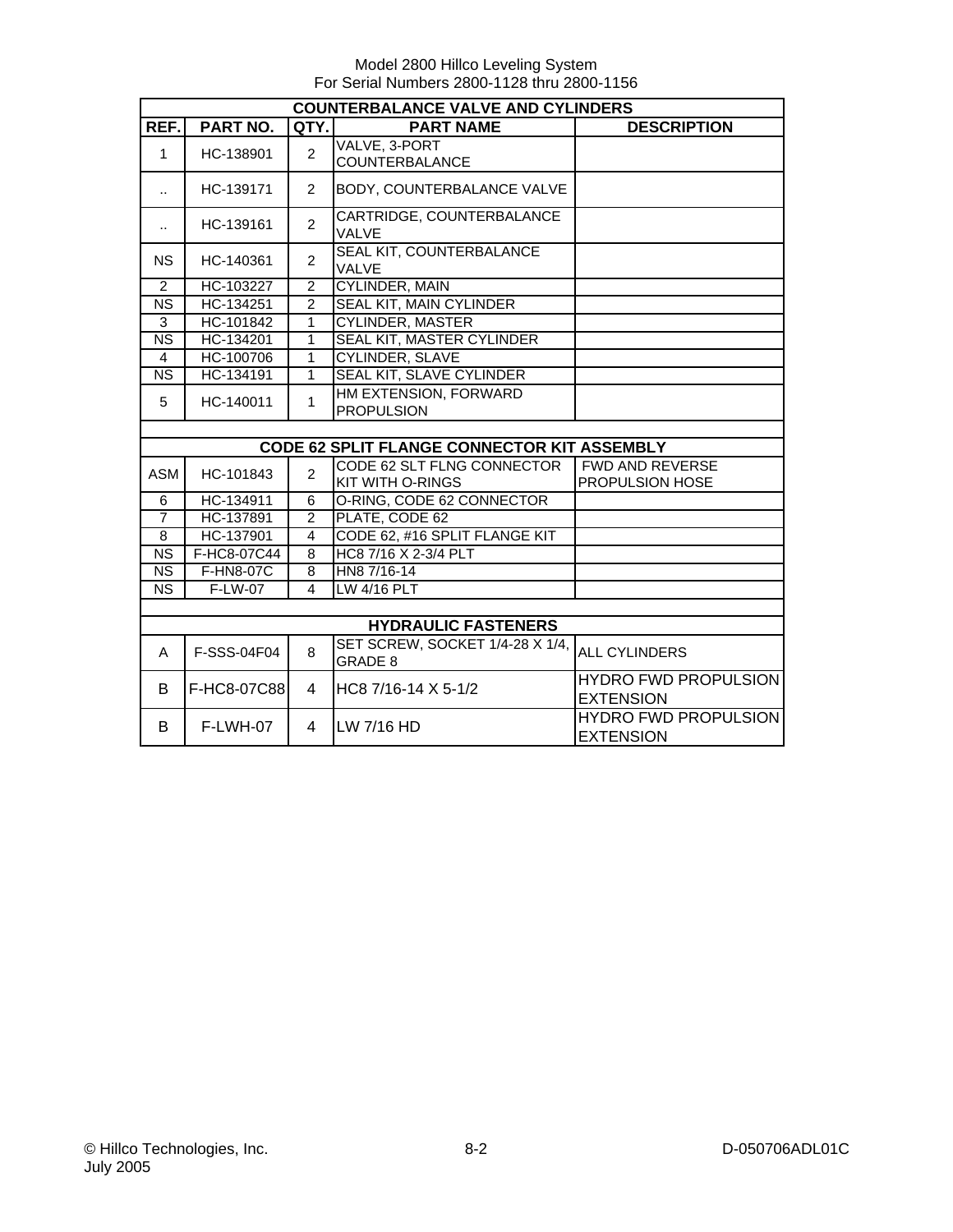Model 2800 Hillco Leveling System
For Serial Numbers 2800-1128 thru 2800-1156

| REF. | PART NO. | QTY. | PART NAME | DESCRIPTION |
|---|---|---|---|---|
| **COUNTERBALANCE VALVE AND CYLINDERS** | | | | |
| 1 | HC-138901 | 2 | VALVE, 3-PORT COUNTERBALANCE | |
| .. | HC-139171 | 2 | BODY, COUNTERBALANCE VALVE | |
| .. | HC-139161 | 2 | CARTRIDGE, COUNTERBALANCE VALVE | |
| NS | HC-140361 | 2 | SEAL KIT, COUNTERBALANCE VALVE | |
| 2 | HC-103227 | 2 | CYLINDER, MAIN | |
| NS | HC-134251 | 2 | SEAL KIT, MAIN CYLINDER | |
| 3 | HC-101842 | 1 | CYLINDER, MASTER | |
| NS | HC-134201 | 1 | SEAL KIT, MASTER CYLINDER | |
| 4 | HC-100706 | 1 | CYLINDER, SLAVE | |
| NS | HC-134191 | 1 | SEAL KIT, SLAVE CYLINDER | |
| 5 | HC-140011 | 1 | HM EXTENSION, FORWARD PROPULSION | |
| | | | | |
| **CODE 62 SPLIT FLANGE CONNECTOR KIT ASSEMBLY** | | | | |
| ASM | HC-101843 | 2 | CODE 62 SLT FLNG CONNECTOR KIT WITH O-RINGS | FWD AND REVERSE PROPULSION HOSE |
| 6 | HC-134911 | 6 | O-RING, CODE 62 CONNECTOR | |
| 7 | HC-137891 | 2 | PLATE, CODE 62 | |
| 8 | HC-137901 | 4 | CODE 62, #16 SPLIT FLANGE KIT | |
| NS | F-HC8-07C44 | 8 | HC8 7/16 X 2-3/4 PLT | |
| NS | F-HN8-07C | 8 | HN8 7/16-14 | |
| NS | F-LW-07 | 4 | LW 4/16 PLT | |
| | | | | |
| **HYDRAULIC FASTENERS** | | | | |
| A | F-SSS-04F04 | 8 | SET SCREW, SOCKET 1/4-28 X 1/4, GRADE 8 | ALL CYLINDERS |
| B | F-HC8-07C88 | 4 | HC8 7/16-14 X 5-1/2 | HYDRO FWD PROPULSION EXTENSION |
| B | F-LWH-07 | 4 | LW 7/16 HD | HYDRO FWD PROPULSION EXTENSION |

© Hillco Technologies, Inc.
July 2005

D-050706ADL01C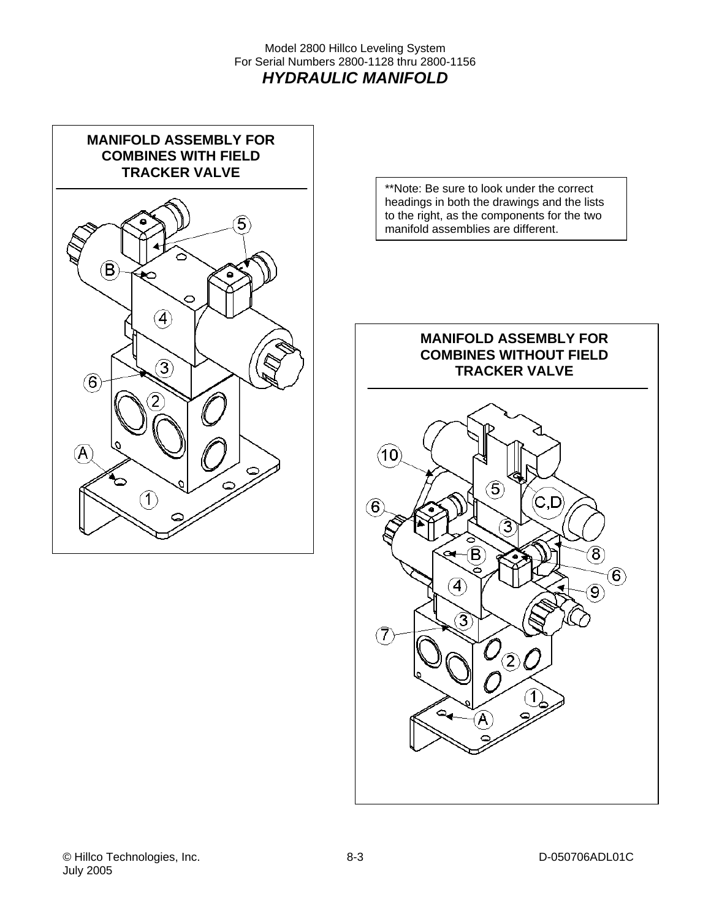# HYDRAULIC MANIFOLD

## MANIFOLD ASSEMBLY FOR COMBINES WITH FIELD TRACKER VALVE

5
B
4
3
6
2
A
1

**Note: Be sure to look under the correct headings in both the drawings and the lists to the right, as the components for the two manifold assemblies are different.

## MANIFOLD ASSEMBLY FOR COMBINES WITHOUT FIELD TRACKER VALVE

10
5
C,D
6
3
8
B
6
4
9
3
7
2
1
A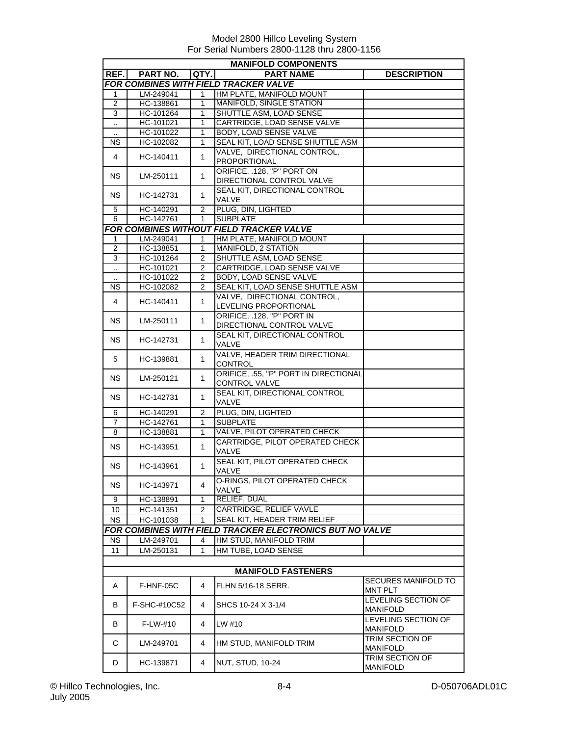Model 2800 Hillco Leveling System
For Serial Numbers 2800-1128 thru 2800-1156

| MANIFOLD COMPONENTS | | | | |
|---|---|---|---|---|
| REF. | PART NO. | QTY. | PART NAME | DESCRIPTION |
| ***FOR COMBINES WITH FIELD TRACKER VALVE*** | | | | |
| 1 | LM-249041 | 1 | HM PLATE, MANIFOLD MOUNT | |
| 2 | HC-138861 | 1 | MANIFOLD, SINGLE STATION | |
| 3 | HC-101264 | 1 | SHUTTLE ASM, LOAD SENSE | |
| .. | HC-101021 | 1 | CARTRIDGE, LOAD SENSE VALVE | |
| .. | HC-101022 | 1 | BODY, LOAD SENSE VALVE | |
| NS | HC-102082 | 1 | SEAL KIT, LOAD SENSE SHUTTLE ASM | |
| 4 | HC-140411 | 1 | VALVE, DIRECTIONAL CONTROL, PROPORTIONAL | |
| NS | LM-250111 | 1 | ORIFICE, .128, "P" PORT ON DIRECTIONAL CONTROL VALVE | |
| NS | HC-142731 | 1 | SEAL KIT, DIRECTIONAL CONTROL VALVE | |
| 5 | HC-140291 | 2 | PLUG, DIN, LIGHTED | |
| 6 | HC-142761 | 1 | SUBPLATE | |
| ***FOR COMBINES WITHOUT FIELD TRACKER VALVE*** | | | | |
| 1 | LM-249041 | 1 | HM PLATE, MANIFOLD MOUNT | |
| 2 | HC-138851 | 1 | MANIFOLD, 2 STATION | |
| 3 | HC-101264 | 2 | SHUTTLE ASM, LOAD SENSE | |
| .. | HC-101021 | 2 | CARTRIDGE, LOAD SENSE VALVE | |
| .. | HC-101022 | 2 | BODY, LOAD SENSE VALVE | |
| NS | HC-102082 | 2 | SEAL KIT, LOAD SENSE SHUTTLE ASM | |
| 4 | HC-140411 | 1 | VALVE, DIRECTIONAL CONTROL, LEVELING PROPORTIONAL | |
| NS | LM-250111 | 1 | ORIFICE, .128, "P" PORT IN DIRECTIONAL CONTROL VALVE | |
| NS | HC-142731 | 1 | SEAL KIT, DIRECTIONAL CONTROL VALVE | |
| 5 | HC-139881 | 1 | VALVE, HEADER TRIM DIRECTIONAL CONTROL | |
| NS | LM-250121 | 1 | ORIFICE, .55, "P" PORT IN DIRECTIONAL CONTROL VALVE | |
| NS | HC-142731 | 1 | SEAL KIT, DIRECTIONAL CONTROL VALVE | |
| 6 | HC-140291 | 2 | PLUG, DIN, LIGHTED | |
| 7 | HC-142761 | 1 | SUBPLATE | |
| 8 | HC-138881 | 1 | VALVE, PILOT OPERATED CHECK | |
| NS | HC-143951 | 1 | CARTRIDGE, PILOT OPERATED CHECK VALVE | |
| NS | HC-143961 | 1 | SEAL KIT, PILOT OPERATED CHECK VALVE | |
| NS | HC-143971 | 4 | O-RINGS, PILOT OPERATED CHECK VALVE | |
| 9 | HC-138891 | 1 | RELIEF, DUAL | |
| 10 | HC-141351 | 2 | CARTRIDGE, RELIEF VAVLE | |
| NS | HC-101038 | 1 | SEAL KIT, HEADER TRIM RELIEF | |
| ***FOR COMBINES WITH FIELD TRACKER ELECTRONICS BUT NO VALVE*** | | | | |
| NS | LM-249701 | 4 | HM STUD, MANIFOLD TRIM | |
| 11 | LM-250131 | 1 | HM TUBE, LOAD SENSE | |

| MANIFOLD FASTENERS | | | | |
|---|---|---|---|---|
| A | F-HNF-05C | 4 | FLHN 5/16-18 SERR. | SECURES MANIFOLD TO MNT PLT |
| B | F-SHC-#10C52 | 4 | SHCS 10-24 X 3-1/4 | LEVELING SECTION OF MANIFOLD |
| B | F-LW-#10 | 4 | LW #10 | LEVELING SECTION OF MANIFOLD |
| C | LM-249701 | 4 | HM STUD, MANIFOLD TRIM | TRIM SECTION OF MANIFOLD |
| D | HC-139871 | 4 | NUT, STUD, 10-24 | TRIM SECTION OF MANIFOLD |

© Hillco Technologies, Inc.
July 2005

D-050706ADL01C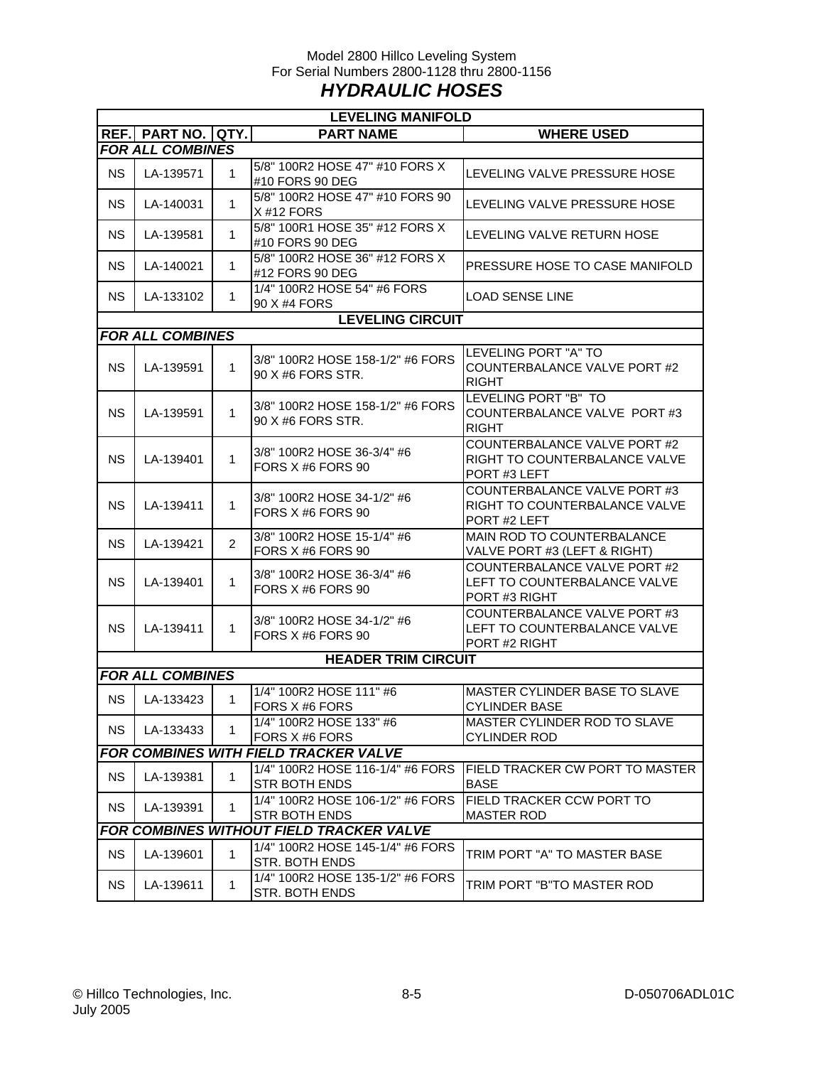Model 2800 Hillco Leveling System
For Serial Numbers 2800-1128 thru 2800-1156

# *HYDRAULIC HOSES*

| LEVELING MANIFOLD | | | | |
|---|---|---|---|---|
| **REF.** | **PART NO.** | **QTY.** | **PART NAME** | **WHERE USED** |
| ***FOR ALL COMBINES*** | | | | |
| NS | LA-139571 | 1 | 5/8" 100R2 HOSE 47" #10 FORS X #10 FORS 90 DEG | LEVELING VALVE PRESSURE HOSE |
| NS | LA-140031 | 1 | 5/8" 100R2 HOSE 47" #10 FORS 90 X #12 FORS | LEVELING VALVE PRESSURE HOSE |
| NS | LA-139581 | 1 | 5/8" 100R1 HOSE 35" #12 FORS X #10 FORS 90 DEG | LEVELING VALVE RETURN HOSE |
| NS | LA-140021 | 1 | 5/8" 100R2 HOSE 36" #12 FORS X #12 FORS 90 DEG | PRESSURE HOSE TO CASE MANIFOLD |
| NS | LA-133102 | 1 | 1/4" 100R2 HOSE 54" #6 FORS 90 X #4 FORS | LOAD SENSE LINE |
| **LEVELING CIRCUIT** | | | | |
| ***FOR ALL COMBINES*** | | | | |
| NS | LA-139591 | 1 | 3/8" 100R2 HOSE 158-1/2" #6 FORS 90 X #6 FORS STR. | LEVELING PORT "A" TO COUNTERBALANCE VALVE PORT #2 RIGHT |
| NS | LA-139591 | 1 | 3/8" 100R2 HOSE 158-1/2" #6 FORS 90 X #6 FORS STR. | LEVELING PORT "B" TO COUNTERBALANCE VALVE PORT #3 RIGHT |
| NS | LA-139401 | 1 | 3/8" 100R2 HOSE 36-3/4" #6 FORS X #6 FORS 90 | COUNTERBALANCE VALVE PORT #2 RIGHT TO COUNTERBALANCE VALVE PORT #3 LEFT |
| NS | LA-139411 | 1 | 3/8" 100R2 HOSE 34-1/2" #6 FORS X #6 FORS 90 | COUNTERBALANCE VALVE PORT #3 RIGHT TO COUNTERBALANCE VALVE PORT #2 LEFT |
| NS | LA-139421 | 2 | 3/8" 100R2 HOSE 15-1/4" #6 FORS X #6 FORS 90 | MAIN ROD TO COUNTERBALANCE VALVE PORT #3 (LEFT & RIGHT) |
| NS | LA-139401 | 1 | 3/8" 100R2 HOSE 36-3/4" #6 FORS X #6 FORS 90 | COUNTERBALANCE VALVE PORT #2 LEFT TO COUNTERBALANCE VALVE PORT #3 RIGHT |
| NS | LA-139411 | 1 | 3/8" 100R2 HOSE 34-1/2" #6 FORS X #6 FORS 90 | COUNTERBALANCE VALVE PORT #3 LEFT TO COUNTERBALANCE VALVE PORT #2 RIGHT |
| **HEADER TRIM CIRCUIT** | | | | |
| ***FOR ALL COMBINES*** | | | | |
| NS | LA-133423 | 1 | 1/4" 100R2 HOSE 111" #6 FORS X #6 FORS | MASTER CYLINDER BASE TO SLAVE CYLINDER BASE |
| NS | LA-133433 | 1 | 1/4" 100R2 HOSE 133" #6 FORS X #6 FORS | MASTER CYLINDER ROD TO SLAVE CYLINDER ROD |
| ***FOR COMBINES WITH FIELD TRACKER VALVE*** | | | | |
| NS | LA-139381 | 1 | 1/4" 100R2 HOSE 116-1/4" #6 FORS STR BOTH ENDS | FIELD TRACKER CW PORT TO MASTER BASE |
| NS | LA-139391 | 1 | 1/4" 100R2 HOSE 106-1/2" #6 FORS STR BOTH ENDS | FIELD TRACKER CCW PORT TO MASTER ROD |
| ***FOR COMBINES WITHOUT FIELD TRACKER VALVE*** | | | | |
| NS | LA-139601 | 1 | 1/4" 100R2 HOSE 145-1/4" #6 FORS STR. BOTH ENDS | TRIM PORT "A" TO MASTER BASE |
| NS | LA-139611 | 1 | 1/4" 100R2 HOSE 135-1/2" #6 FORS STR. BOTH ENDS | TRIM PORT "B"TO MASTER ROD |

© Hillco Technologies, Inc.
July 2005

D-050706ADL01C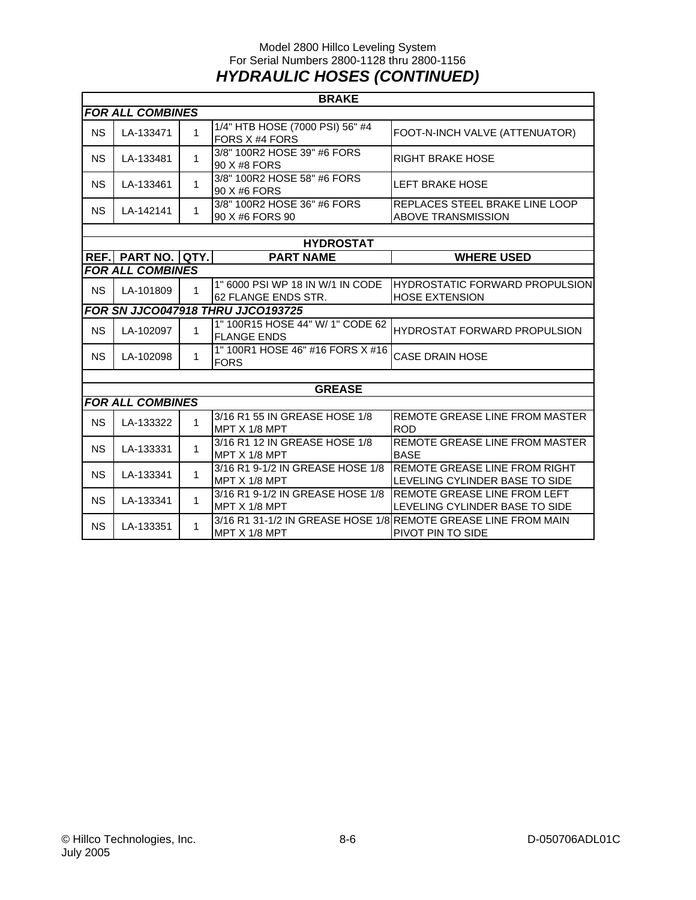Model 2800 Hillco Leveling System
For Serial Numbers 2800-1128 thru 2800-1156

# *HYDRAULIC HOSES (CONTINUED)*

| BRAKE | | | | |
|---|---|---|---|---|
| ***FOR ALL COMBINES*** | | | | |
| NS | LA-133471 | 1 | 1/4" HTB HOSE (7000 PSI) 56" #4 FORS X #4 FORS | FOOT-N-INCH VALVE (ATTENUATOR) |
| NS | LA-133481 | 1 | 3/8" 100R2 HOSE 39" #6 FORS 90 X #8 FORS | RIGHT BRAKE HOSE |
| NS | LA-133461 | 1 | 3/8" 100R2 HOSE 58" #6 FORS 90 X #6 FORS | LEFT BRAKE HOSE |
| NS | LA-142141 | 1 | 3/8" 100R2 HOSE 36" #6 FORS 90 X #6 FORS 90 | REPLACES STEEL BRAKE LINE LOOP ABOVE TRANSMISSION |

| HYDROSTAT | | | | |
|---|---|---|---|---|
| **REF.** | **PART NO.** | **QTY.** | **PART NAME** | **WHERE USED** |
| ***FOR ALL COMBINES*** | | | | |
| NS | LA-101809 | 1 | 1" 6000 PSI WP 18 IN W/1 IN CODE 62 FLANGE ENDS STR. | HYDROSTATIC FORWARD PROPULSION HOSE EXTENSION |
| ***FOR SN JJCO047918 THRU JJCO193725*** | | | | |
| NS | LA-102097 | 1 | 1" 100R15 HOSE 44" W/ 1" CODE 62 FLANGE ENDS | HYDROSTAT FORWARD PROPULSION |
| NS | LA-102098 | 1 | 1" 100R1 HOSE 46" #16 FORS X #16 FORS | CASE DRAIN HOSE |

| GREASE | | | | |
|---|---|---|---|---|
| ***FOR ALL COMBINES*** | | | | |
| NS | LA-133322 | 1 | 3/16 R1 55 IN GREASE HOSE 1/8 MPT X 1/8 MPT | REMOTE GREASE LINE FROM MASTER ROD |
| NS | LA-133331 | 1 | 3/16 R1 12 IN GREASE HOSE 1/8 MPT X 1/8 MPT | REMOTE GREASE LINE FROM MASTER BASE |
| NS | LA-133341 | 1 | 3/16 R1 9-1/2 IN GREASE HOSE 1/8 MPT X 1/8 MPT | REMOTE GREASE LINE FROM RIGHT LEVELING CYLINDER BASE TO SIDE |
| NS | LA-133341 | 1 | 3/16 R1 9-1/2 IN GREASE HOSE 1/8 MPT X 1/8 MPT | REMOTE GREASE LINE FROM LEFT LEVELING CYLINDER BASE TO SIDE |
| NS | LA-133351 | 1 | 3/16 R1 31-1/2 IN GREASE HOSE 1/8 MPT X 1/8 MPT | REMOTE GREASE LINE FROM MAIN PIVOT PIN TO SIDE |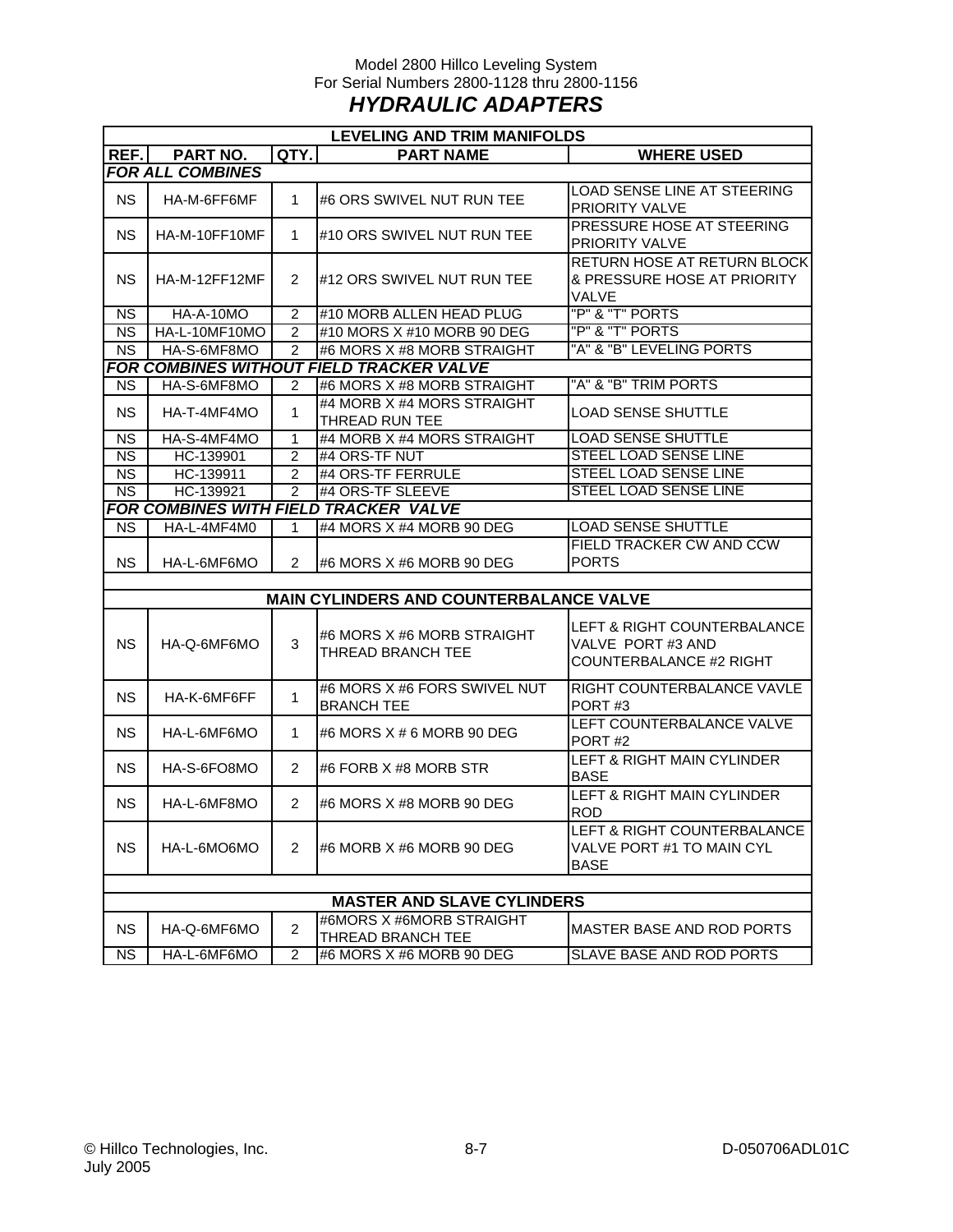Model 2800 Hillco Leveling System
For Serial Numbers 2800-1128 thru 2800-1156

# *HYDRAULIC ADAPTERS*

| LEVELING AND TRIM MANIFOLDS | | | | |
|---|---|---|---|---|
| **REF.** | **PART NO.** | **QTY.** | **PART NAME** | **WHERE USED** |
| ***FOR ALL COMBINES*** | | | | |
| NS | HA-M-6FF6MF | 1 | #6 ORS SWIVEL NUT RUN TEE | LOAD SENSE LINE AT STEERING PRIORITY VALVE |
| NS | HA-M-10FF10MF | 1 | #10 ORS SWIVEL NUT RUN TEE | PRESSURE HOSE AT STEERING PRIORITY VALVE |
| NS | HA-M-12FF12MF | 2 | #12 ORS SWIVEL NUT RUN TEE | RETURN HOSE AT RETURN BLOCK & PRESSURE HOSE AT PRIORITY VALVE |
| NS | HA-A-10MO | 2 | #10 MORB ALLEN HEAD PLUG | "P" & "T" PORTS |
| NS | HA-L-10MF10MO | 2 | #10 MORS X #10 MORB 90 DEG | "P" & "T" PORTS |
| NS | HA-S-6MF8MO | 2 | #6 MORS X #8 MORB STRAIGHT | "A" & "B" LEVELING PORTS |
| ***FOR COMBINES WITHOUT FIELD TRACKER VALVE*** | | | | |
| NS | HA-S-6MF8MO | 2 | #6 MORS X #8 MORB STRAIGHT | "A" & "B" TRIM PORTS |
| NS | HA-T-4MF4MO | 1 | #4 MORB X #4 MORS STRAIGHT THREAD RUN TEE | LOAD SENSE SHUTTLE |
| NS | HA-S-4MF4MO | 1 | #4 MORB X #4 MORS STRAIGHT | LOAD SENSE SHUTTLE |
| NS | HC-139901 | 2 | #4 ORS-TF NUT | STEEL LOAD SENSE LINE |
| NS | HC-139911 | 2 | #4 ORS-TF FERRULE | STEEL LOAD SENSE LINE |
| NS | HC-139921 | 2 | #4 ORS-TF SLEEVE | STEEL LOAD SENSE LINE |
| ***FOR COMBINES WITH FIELD TRACKER VALVE*** | | | | |
| NS | HA-L-4MF4M0 | 1 | #4 MORS X #4 MORB 90 DEG | LOAD SENSE SHUTTLE |
| NS | HA-L-6MF6MO | 2 | #6 MORS X #6 MORB 90 DEG | FIELD TRACKER CW AND CCW PORTS |
| | | | | |
| **MAIN CYLINDERS AND COUNTERBALANCE VALVE** | | | | |
| NS | HA-Q-6MF6MO | 3 | #6 MORS X #6 MORB STRAIGHT THREAD BRANCH TEE | LEFT & RIGHT COUNTERBALANCE VALVE PORT #3 AND COUNTERBALANCE #2 RIGHT |
| NS | HA-K-6MF6FF | 1 | #6 MORS X #6 FORS SWIVEL NUT BRANCH TEE | RIGHT COUNTERBALANCE VAVLE PORT #3 |
| NS | HA-L-6MF6MO | 1 | #6 MORS X # 6 MORB 90 DEG | LEFT COUNTERBALANCE VALVE PORT #2 |
| NS | HA-S-6FO8MO | 2 | #6 FORB X #8 MORB STR | LEFT & RIGHT MAIN CYLINDER BASE |
| NS | HA-L-6MF8MO | 2 | #6 MORS X #8 MORB 90 DEG | LEFT & RIGHT MAIN CYLINDER ROD |
| NS | HA-L-6MO6MO | 2 | #6 MORB X #6 MORB 90 DEG | LEFT & RIGHT COUNTERBALANCE VALVE PORT #1 TO MAIN CYL BASE |
| | | | | |
| **MASTER AND SLAVE CYLINDERS** | | | | |
| NS | HA-Q-6MF6MO | 2 | #6MORS X #6MORB STRAIGHT THREAD BRANCH TEE | MASTER BASE AND ROD PORTS |
| NS | HA-L-6MF6MO | 2 | #6 MORS X #6 MORB 90 DEG | SLAVE BASE AND ROD PORTS |

© Hillco Technologies, Inc.
July 2005

D-050706ADL01C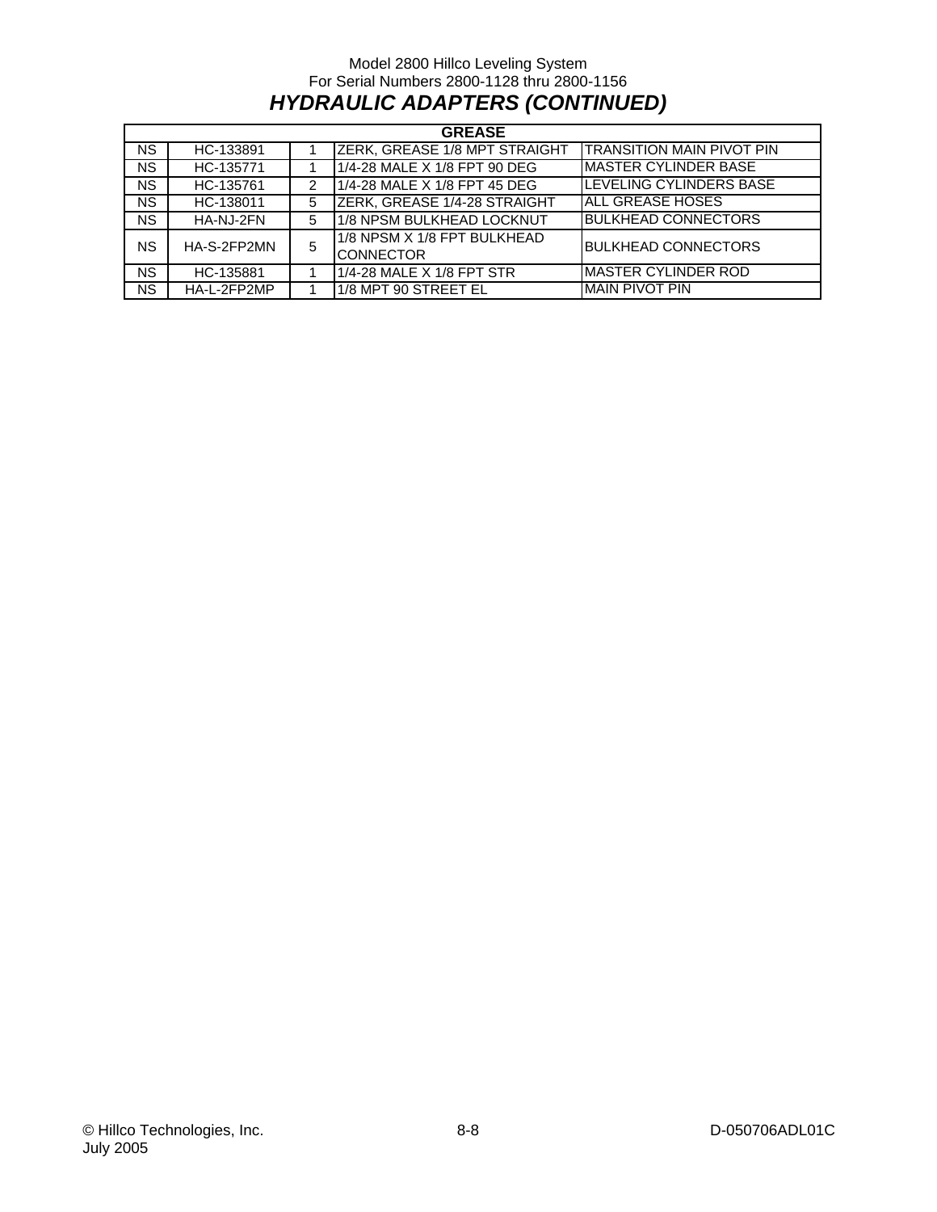Model 2800 Hillco Leveling System
For Serial Numbers 2800-1128 thru 2800-1156

# *HYDRAULIC ADAPTERS (CONTINUED)*

| GREASE | | | | |
|---|---|---|---|---|
| NS | HC-133891 | 1 | ZERK, GREASE 1/8 MPT STRAIGHT | TRANSITION MAIN PIVOT PIN |
| NS | HC-135771 | 1 | 1/4-28 MALE X 1/8 FPT 90 DEG | MASTER CYLINDER BASE |
| NS | HC-135761 | 2 | 1/4-28 MALE X 1/8 FPT 45 DEG | LEVELING CYLINDERS BASE |
| NS | HC-138011 | 5 | ZERK, GREASE 1/4-28 STRAIGHT | ALL GREASE HOSES |
| NS | HA-NJ-2FN | 5 | 1/8 NPSM BULKHEAD LOCKNUT | BULKHEAD CONNECTORS |
| NS | HA-S-2FP2MN | 5 | 1/8 NPSM X 1/8 FPT BULKHEAD CONNECTOR | BULKHEAD CONNECTORS |
| NS | HC-135881 | 1 | 1/4-28 MALE X 1/8 FPT STR | MASTER CYLINDER ROD |
| NS | HA-L-2FP2MP | 1 | 1/8 MPT 90 STREET EL | MAIN PIVOT PIN |

© Hillco Technologies, Inc.
July 2005

D-050706ADL01C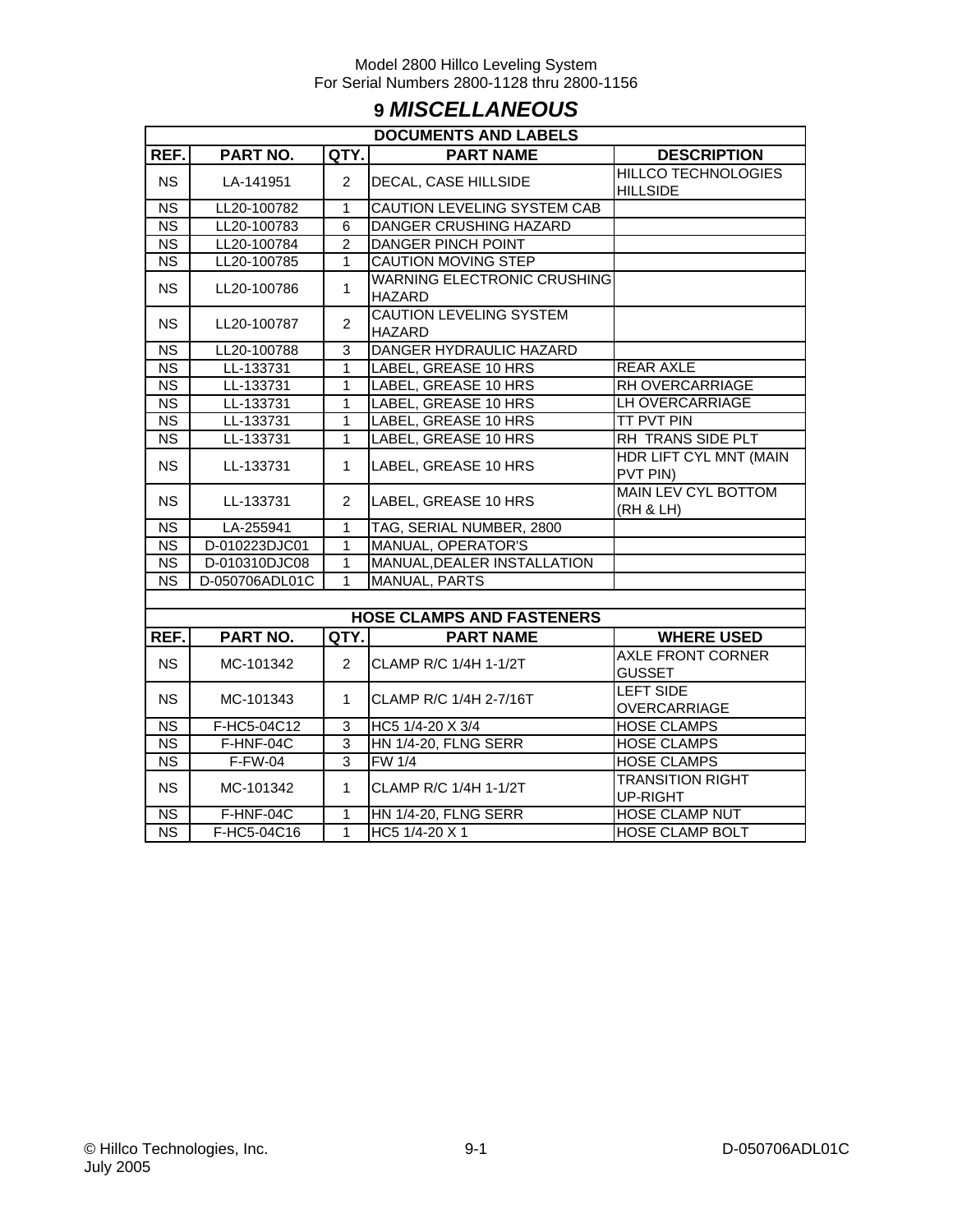# 9 *MISCELLANEOUS*

| DOCUMENTS AND LABELS | | | | |
|---|---|---|---|---|
| **REF.** | **PART NO.** | **QTY.** | **PART NAME** | **DESCRIPTION** |
| NS | LA-141951 | 2 | DECAL, CASE HILLSIDE | HILLCO TECHNOLOGIES HILLSIDE |
| NS | LL20-100782 | 1 | CAUTION LEVELING SYSTEM CAB | |
| NS | LL20-100783 | 6 | DANGER CRUSHING HAZARD | |
| NS | LL20-100784 | 2 | DANGER PINCH POINT | |
| NS | LL20-100785 | 1 | CAUTION MOVING STEP | |
| NS | LL20-100786 | 1 | WARNING ELECTRONIC CRUSHING HAZARD | |
| NS | LL20-100787 | 2 | CAUTION LEVELING SYSTEM HAZARD | |
| NS | LL20-100788 | 3 | DANGER HYDRAULIC HAZARD | |
| NS | LL-133731 | 1 | LABEL, GREASE 10 HRS | REAR AXLE |
| NS | LL-133731 | 1 | LABEL, GREASE 10 HRS | RH OVERCARRIAGE |
| NS | LL-133731 | 1 | LABEL, GREASE 10 HRS | LH OVERCARRIAGE |
| NS | LL-133731 | 1 | LABEL, GREASE 10 HRS | TT PVT PIN |
| NS | LL-133731 | 1 | LABEL, GREASE 10 HRS | RH TRANS SIDE PLT |
| NS | LL-133731 | 1 | LABEL, GREASE 10 HRS | HDR LIFT CYL MNT (MAIN PVT PIN) |
| NS | LL-133731 | 2 | LABEL, GREASE 10 HRS | MAIN LEV CYL BOTTOM (RH & LH) |
| NS | LA-255941 | 1 | TAG, SERIAL NUMBER, 2800 | |
| NS | D-010223DJC01 | 1 | MANUAL, OPERATOR'S | |
| NS | D-010310DJC08 | 1 | MANUAL,DEALER INSTALLATION | |
| NS | D-050706ADL01C | 1 | MANUAL, PARTS | |

| HOSE CLAMPS AND FASTENERS | | | | |
|---|---|---|---|---|
| **REF.** | **PART NO.** | **QTY.** | **PART NAME** | **WHERE USED** |
| NS | MC-101342 | 2 | CLAMP R/C 1/4H 1-1/2T | AXLE FRONT CORNER GUSSET |
| NS | MC-101343 | 1 | CLAMP R/C 1/4H 2-7/16T | LEFT SIDE OVERCARRIAGE |
| NS | F-HC5-04C12 | 3 | HC5 1/4-20 X 3/4 | HOSE CLAMPS |
| NS | F-HNF-04C | 3 | HN 1/4-20, FLNG SERR | HOSE CLAMPS |
| NS | F-FW-04 | 3 | FW 1/4 | HOSE CLAMPS |
| NS | MC-101342 | 1 | CLAMP R/C 1/4H 1-1/2T | TRANSITION RIGHT UP-RIGHT |
| NS | F-HNF-04C | 1 | HN 1/4-20, FLNG SERR | HOSE CLAMP NUT |
| NS | F-HC5-04C16 | 1 | HC5 1/4-20 X 1 | HOSE CLAMP BOLT |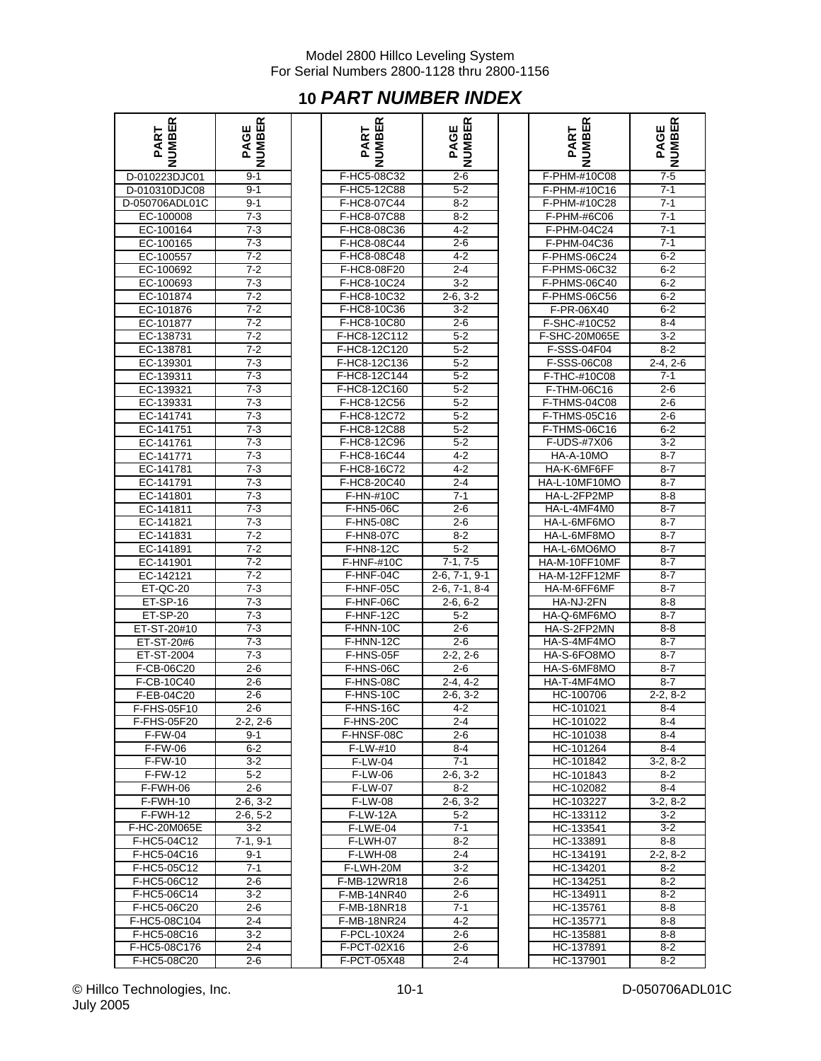# 10 *PART NUMBER INDEX*

| PART NUMBER | PAGE NUMBER | | PART NUMBER | PAGE NUMBER | | PART NUMBER | PAGE NUMBER |
|---|---|---|---|---|---|---|---|
| D-010223DJC01 | 9-1 | | F-HC5-08C32 | 2-6 | | F-PHM-#10C08 | 7-5 |
| D-010310DJC08 | 9-1 | | F-HC5-12C88 | 5-2 | | F-PHM-#10C16 | 7-1 |
| D-050706ADL01C | 9-1 | | F-HC8-07C44 | 8-2 | | F-PHM-#10C28 | 7-1 |
| EC-100008 | 7-3 | | F-HC8-07C88 | 8-2 | | F-PHM-#6C06 | 7-1 |
| EC-100164 | 7-3 | | F-HC8-08C36 | 4-2 | | F-PHM-04C24 | 7-1 |
| EC-100165 | 7-3 | | F-HC8-08C44 | 2-6 | | F-PHM-04C36 | 7-1 |
| EC-100557 | 7-2 | | F-HC8-08C48 | 4-2 | | F-PHMS-06C24 | 6-2 |
| EC-100692 | 7-2 | | F-HC8-08F20 | 2-4 | | F-PHMS-06C32 | 6-2 |
| EC-100693 | 7-3 | | F-HC8-10C24 | 3-2 | | F-PHMS-06C40 | 6-2 |
| EC-101874 | 7-2 | | F-HC8-10C32 | 2-6, 3-2 | | F-PHMS-06C56 | 6-2 |
| EC-101876 | 7-2 | | F-HC8-10C36 | 3-2 | | F-PR-06X40 | 6-2 |
| EC-101877 | 7-2 | | F-HC8-10C80 | 2-6 | | F-SHC-#10C52 | 8-4 |
| EC-138731 | 7-2 | | F-HC8-12C112 | 5-2 | | F-SHC-20M065E | 3-2 |
| EC-138781 | 7-2 | | F-HC8-12C120 | 5-2 | | F-SSS-04F04 | 8-2 |
| EC-139301 | 7-3 | | F-HC8-12C136 | 5-2 | | F-SSS-06C08 | 2-4, 2-6 |
| EC-139311 | 7-3 | | F-HC8-12C144 | 5-2 | | F-THC-#10C08 | 7-1 |
| EC-139321 | 7-3 | | F-HC8-12C160 | 5-2 | | F-THM-06C16 | 2-6 |
| EC-139331 | 7-3 | | F-HC8-12C56 | 5-2 | | F-THMS-04C08 | 2-6 |
| EC-141741 | 7-3 | | F-HC8-12C72 | 5-2 | | F-THMS-05C16 | 2-6 |
| EC-141751 | 7-3 | | F-HC8-12C88 | 5-2 | | F-THMS-06C16 | 6-2 |
| EC-141761 | 7-3 | | F-HC8-12C96 | 5-2 | | F-UDS-#7X06 | 3-2 |
| EC-141771 | 7-3 | | F-HC8-16C44 | 4-2 | | HA-A-10MO | 8-7 |
| EC-141781 | 7-3 | | F-HC8-16C72 | 4-2 | | HA-K-6MF6FF | 8-7 |
| EC-141791 | 7-3 | | F-HC8-20C40 | 2-4 | | HA-L-10MF10MO | 8-7 |
| EC-141801 | 7-3 | | F-HN-#10C | 7-1 | | HA-L-2FP2MP | 8-8 |
| EC-141811 | 7-3 | | F-HN5-06C | 2-6 | | HA-L-4MF4M0 | 8-7 |
| EC-141821 | 7-3 | | F-HN5-08C | 2-6 | | HA-L-6MF6MO | 8-7 |
| EC-141831 | 7-2 | | F-HN8-07C | 8-2 | | HA-L-6MF8MO | 8-7 |
| EC-141891 | 7-2 | | F-HN8-12C | 5-2 | | HA-L-6MO6MO | 8-7 |
| EC-141901 | 7-2 | | F-HNF-#10C | 7-1, 7-5 | | HA-M-10FF10MF | 8-7 |
| EC-142121 | 7-2 | | F-HNF-04C | 2-6, 7-1, 9-1 | | HA-M-12FF12MF | 8-7 |
| ET-QC-20 | 7-3 | | F-HNF-05C | 2-6, 7-1, 8-4 | | HA-M-6FF6MF | 8-7 |
| ET-SP-16 | 7-3 | | F-HNF-06C | 2-6, 6-2 | | HA-NJ-2FN | 8-8 |
| ET-SP-20 | 7-3 | | F-HNF-12C | 5-2 | | HA-Q-6MF6MO | 8-7 |
| ET-ST-20#10 | 7-3 | | F-HNN-10C | 2-6 | | HA-S-2FP2MN | 8-8 |
| ET-ST-20#6 | 7-3 | | F-HNN-12C | 2-6 | | HA-S-4MF4MO | 8-7 |
| ET-ST-2004 | 7-3 | | F-HNS-05F | 2-2, 2-6 | | HA-S-6FO8MO | 8-7 |
| F-CB-06C20 | 2-6 | | F-HNS-06C | 2-6 | | HA-S-6MF8MO | 8-7 |
| F-CB-10C40 | 2-6 | | F-HNS-08C | 2-4, 4-2 | | HA-T-4MF4MO | 8-7 |
| F-EB-04C20 | 2-6 | | F-HNS-10C | 2-6, 3-2 | | HC-100706 | 2-2, 8-2 |
| F-FHS-05F10 | 2-6 | | F-HNS-16C | 4-2 | | HC-101021 | 8-4 |
| F-FHS-05F20 | 2-2, 2-6 | | F-HNS-20C | 2-4 | | HC-101022 | 8-4 |
| F-FW-04 | 9-1 | | F-HNSF-08C | 2-6 | | HC-101038 | 8-4 |
| F-FW-06 | 6-2 | | F-LW-#10 | 8-4 | | HC-101264 | 8-4 |
| F-FW-10 | 3-2 | | F-LW-04 | 7-1 | | HC-101842 | 3-2, 8-2 |
| F-FW-12 | 5-2 | | F-LW-06 | 2-6, 3-2 | | HC-101843 | 8-2 |
| F-FWH-06 | 2-6 | | F-LW-07 | 8-2 | | HC-102082 | 8-4 |
| F-FWH-10 | 2-6, 3-2 | | F-LW-08 | 2-6, 3-2 | | HC-103227 | 3-2, 8-2 |
| F-FWH-12 | 2-6, 5-2 | | F-LW-12A | 5-2 | | HC-133112 | 3-2 |
| F-HC-20M065E | 3-2 | | F-LWE-04 | 7-1 | | HC-133541 | 3-2 |
| F-HC5-04C12 | 7-1, 9-1 | | F-LWH-07 | 8-2 | | HC-133891 | 8-8 |
| F-HC5-04C16 | 9-1 | | F-LWH-08 | 2-4 | | HC-134191 | 2-2, 8-2 |
| F-HC5-05C12 | 7-1 | | F-LWH-20M | 3-2 | | HC-134201 | 8-2 |
| F-HC5-06C12 | 2-6 | | F-MB-12WR18 | 2-6 | | HC-134251 | 8-2 |
| F-HC5-06C14 | 3-2 | | F-MB-14NR40 | 2-6 | | HC-134911 | 8-2 |
| F-HC5-06C20 | 2-6 | | F-MB-18NR18 | 7-1 | | HC-135761 | 8-8 |
| F-HC5-08C104 | 2-4 | | F-MB-18NR24 | 4-2 | | HC-135771 | 8-8 |
| F-HC5-08C16 | 3-2 | | F-PCL-10X24 | 2-6 | | HC-135881 | 8-8 |
| F-HC5-08C176 | 2-4 | | F-PCT-02X16 | 2-6 | | HC-137891 | 8-2 |
| F-HC5-08C20 | 2-6 | | F-PCT-05X48 | 2-4 | | HC-137901 | 8-2 |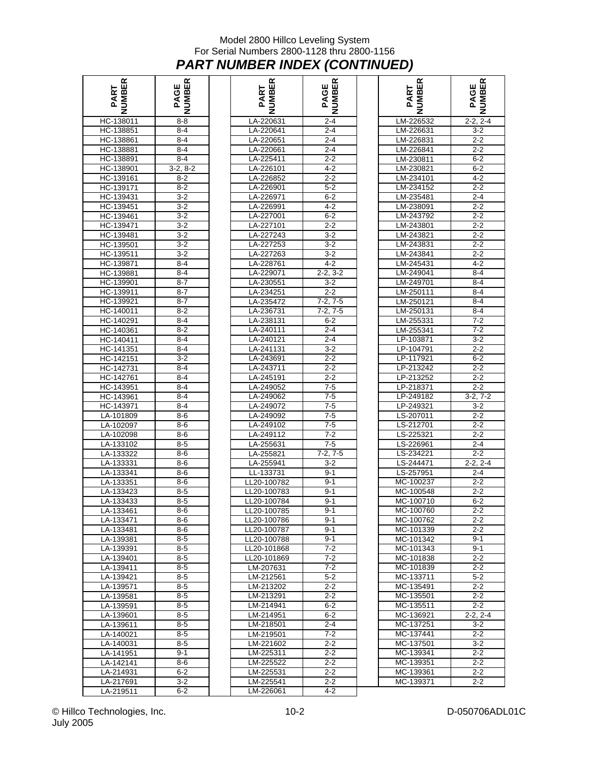Model 2800 Hillco Leveling System
For Serial Numbers 2800-1128 thru 2800-1156

# *PART NUMBER INDEX (CONTINUED)*

| PART NUMBER | PAGE NUMBER | | PART NUMBER | PAGE NUMBER | | PART NUMBER | PAGE NUMBER |
|---|---|---|---|---|---|---|---|
| HC-138011 | 8-8 | | LA-220631 | 2-4 | | LM-226532 | 2-2, 2-4 |
| HC-138851 | 8-4 | | LA-220641 | 2-4 | | LM-226631 | 3-2 |
| HC-138861 | 8-4 | | LA-220651 | 2-4 | | LM-226831 | 2-2 |
| HC-138881 | 8-4 | | LA-220661 | 2-4 | | LM-226841 | 2-2 |
| HC-138891 | 8-4 | | LA-225411 | 2-2 | | LM-230811 | 6-2 |
| HC-138901 | 3-2, 8-2 | | LA-226101 | 4-2 | | LM-230821 | 6-2 |
| HC-139161 | 8-2 | | LA-226852 | 2-2 | | LM-234101 | 4-2 |
| HC-139171 | 8-2 | | LA-226901 | 5-2 | | LM-234152 | 2-2 |
| HC-139431 | 3-2 | | LA-226971 | 6-2 | | LM-235481 | 2-4 |
| HC-139451 | 3-2 | | LA-226991 | 4-2 | | LM-238091 | 2-2 |
| HC-139461 | 3-2 | | LA-227001 | 6-2 | | LM-243792 | 2-2 |
| HC-139471 | 3-2 | | LA-227101 | 2-2 | | LM-243801 | 2-2 |
| HC-139481 | 3-2 | | LA-227243 | 3-2 | | LM-243821 | 2-2 |
| HC-139501 | 3-2 | | LA-227253 | 3-2 | | LM-243831 | 2-2 |
| HC-139511 | 3-2 | | LA-227263 | 3-2 | | LM-243841 | 2-2 |
| HC-139871 | 8-4 | | LA-228761 | 4-2 | | LM-245431 | 4-2 |
| HC-139881 | 8-4 | | LA-229071 | 2-2, 3-2 | | LM-249041 | 8-4 |
| HC-139901 | 8-7 | | LA-230551 | 3-2 | | LM-249701 | 8-4 |
| HC-139911 | 8-7 | | LA-234251 | 2-2 | | LM-250111 | 8-4 |
| HC-139921 | 8-7 | | LA-235472 | 7-2, 7-5 | | LM-250121 | 8-4 |
| HC-140011 | 8-2 | | LA-236731 | 7-2, 7-5 | | LM-250131 | 8-4 |
| HC-140291 | 8-4 | | LA-238131 | 6-2 | | LM-255331 | 7-2 |
| HC-140361 | 8-2 | | LA-240111 | 2-4 | | LM-255341 | 7-2 |
| HC-140411 | 8-4 | | LA-240121 | 2-4 | | LP-103871 | 3-2 |
| HC-141351 | 8-4 | | LA-241131 | 3-2 | | LP-104791 | 2-2 |
| HC-142151 | 3-2 | | LA-243691 | 2-2 | | LP-117921 | 6-2 |
| HC-142731 | 8-4 | | LA-243711 | 2-2 | | LP-213242 | 2-2 |
| HC-142761 | 8-4 | | LA-245191 | 2-2 | | LP-213252 | 2-2 |
| HC-143951 | 8-4 | | LA-249052 | 7-5 | | LP-218371 | 2-2 |
| HC-143961 | 8-4 | | LA-249062 | 7-5 | | LP-249182 | 3-2, 7-2 |
| HC-143971 | 8-4 | | LA-249072 | 7-5 | | LP-249321 | 3-2 |
| LA-101809 | 8-6 | | LA-249092 | 7-5 | | LS-207011 | 2-2 |
| LA-102097 | 8-6 | | LA-249102 | 7-5 | | LS-212701 | 2-2 |
| LA-102098 | 8-6 | | LA-249112 | 7-2 | | LS-225321 | 2-2 |
| LA-133102 | 8-5 | | LA-255631 | 7-5 | | LS-226961 | 2-4 |
| LA-133322 | 8-6 | | LA-255821 | 7-2, 7-5 | | LS-234221 | 2-2 |
| LA-133331 | 8-6 | | LA-255941 | 3-2 | | LS-244471 | 2-2, 2-4 |
| LA-133341 | 8-6 | | LL-133731 | 9-1 | | LS-257951 | 2-4 |
| LA-133351 | 8-6 | | LL20-100782 | 9-1 | | MC-100237 | 2-2 |
| LA-133423 | 8-5 | | LL20-100783 | 9-1 | | MC-100548 | 2-2 |
| LA-133433 | 8-5 | | LL20-100784 | 9-1 | | MC-100710 | 6-2 |
| LA-133461 | 8-6 | | LL20-100785 | 9-1 | | MC-100760 | 2-2 |
| LA-133471 | 8-6 | | LL20-100786 | 9-1 | | MC-100762 | 2-2 |
| LA-133481 | 8-6 | | LL20-100787 | 9-1 | | MC-101339 | 2-2 |
| LA-139381 | 8-5 | | LL20-100788 | 9-1 | | MC-101342 | 9-1 |
| LA-139391 | 8-5 | | LL20-101868 | 7-2 | | MC-101343 | 9-1 |
| LA-139401 | 8-5 | | LL20-101869 | 7-2 | | MC-101838 | 2-2 |
| LA-139411 | 8-5 | | LM-207631 | 7-2 | | MC-101839 | 2-2 |
| LA-139421 | 8-5 | | LM-212561 | 5-2 | | MC-133711 | 5-2 |
| LA-139571 | 8-5 | | LM-213202 | 2-2 | | MC-135491 | 2-2 |
| LA-139581 | 8-5 | | LM-213291 | 2-2 | | MC-135501 | 2-2 |
| LA-139591 | 8-5 | | LM-214941 | 6-2 | | MC-135511 | 2-2 |
| LA-139601 | 8-5 | | LM-214951 | 6-2 | | MC-136921 | 2-2, 2-4 |
| LA-139611 | 8-5 | | LM-218501 | 2-4 | | MC-137251 | 3-2 |
| LA-140021 | 8-5 | | LM-219501 | 7-2 | | MC-137441 | 2-2 |
| LA-140031 | 8-5 | | LM-221602 | 2-2 | | MC-137501 | 3-2 |
| LA-141951 | 9-1 | | LM-225311 | 2-2 | | MC-139341 | 2-2 |
| LA-142141 | 8-6 | | LM-225522 | 2-2 | | MC-139351 | 2-2 |
| LA-214931 | 6-2 | | LM-225531 | 2-2 | | MC-139361 | 2-2 |
| LA-217691 | 3-2 | | LM-225541 | 2-2 | | MC-139371 | 2-2 |
| LA-219511 | 6-2 | | LM-226061 | 4-2 | | | |

© Hillco Technologies, Inc.
July 2005

D-050706ADL01C